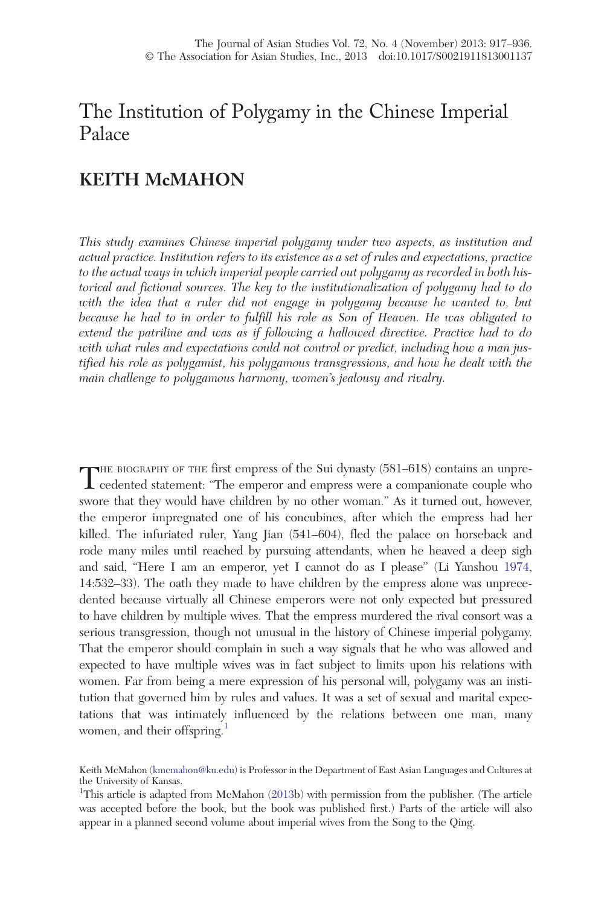# The Institution of Polygamy in the Chinese Imperial Palace

## KEITH McMAHON

*This study examines Chinese imperial polygamy under two aspects, as institution and actual practice. Institution refers to its existence as a set of rules and expectations, practice to the actual ways in which imperial people carried out polygamy as recorded in both historical and fictional sources. The key to the institutionalization of polygamy had to do with the idea that a ruler did not engage in polygamy because he wanted to, but because he had to in order to fulfill his role as Son of Heaven. He was obligated to extend the patriline and was as if following a hallowed directive. Practice had to do with what rules and expectations could not control or predict, including how a man justified his role as polygamist, his polygamous transgressions, and how he dealt with the main challenge to polygamous harmony, women's jealousy and rivalry.*

The biography of the first empress of the Sui dynasty (581–618) contains an unprecedented statement: "The emperor and empress were a companionate couple who swore that they would have children by no other woman." As it turned out, however, the emperor impregnated one of his concubines, after which the empress had her killed. The infuriated ruler, Yang Jian (541–604), fled the palace on horseback and rode many miles until reached by pursuing attendants, when he heaved a deep sigh and said, "Here I am an emperor, yet I cannot do as I please" (Li Yanshou 1974, 14:532–33). The oath they made to have children by the empress alone was unprecedented because virtually all Chinese emperors were not only expected but pressured to have children by multiple wives. That the empress murdered the rival consort was a serious transgression, though not unusual in the history of Chinese imperial polygamy. That the emperor should complain in such a way signals that he who was allowed and expected to have multiple wives was in fact subject to limits upon his relations with women. Far from being a mere expression of his personal will, polygamy was an institution that governed him by rules and values. It was a set of sexual and marital expectations that was intimately influenced by the relations between one man, many women, and their offspring.[1]

Keith McMahon (kmcmahon@ku.edu) is Professor in the Department of East Asian Languages and Cultures at the University of Kansas.

[1]This article is adapted from McMahon (2013b) with permission from the publisher. (The article was accepted before the book, but the book was published first.) Parts of the article will also appear in a planned second volume about imperial wives from the Song to the Qing.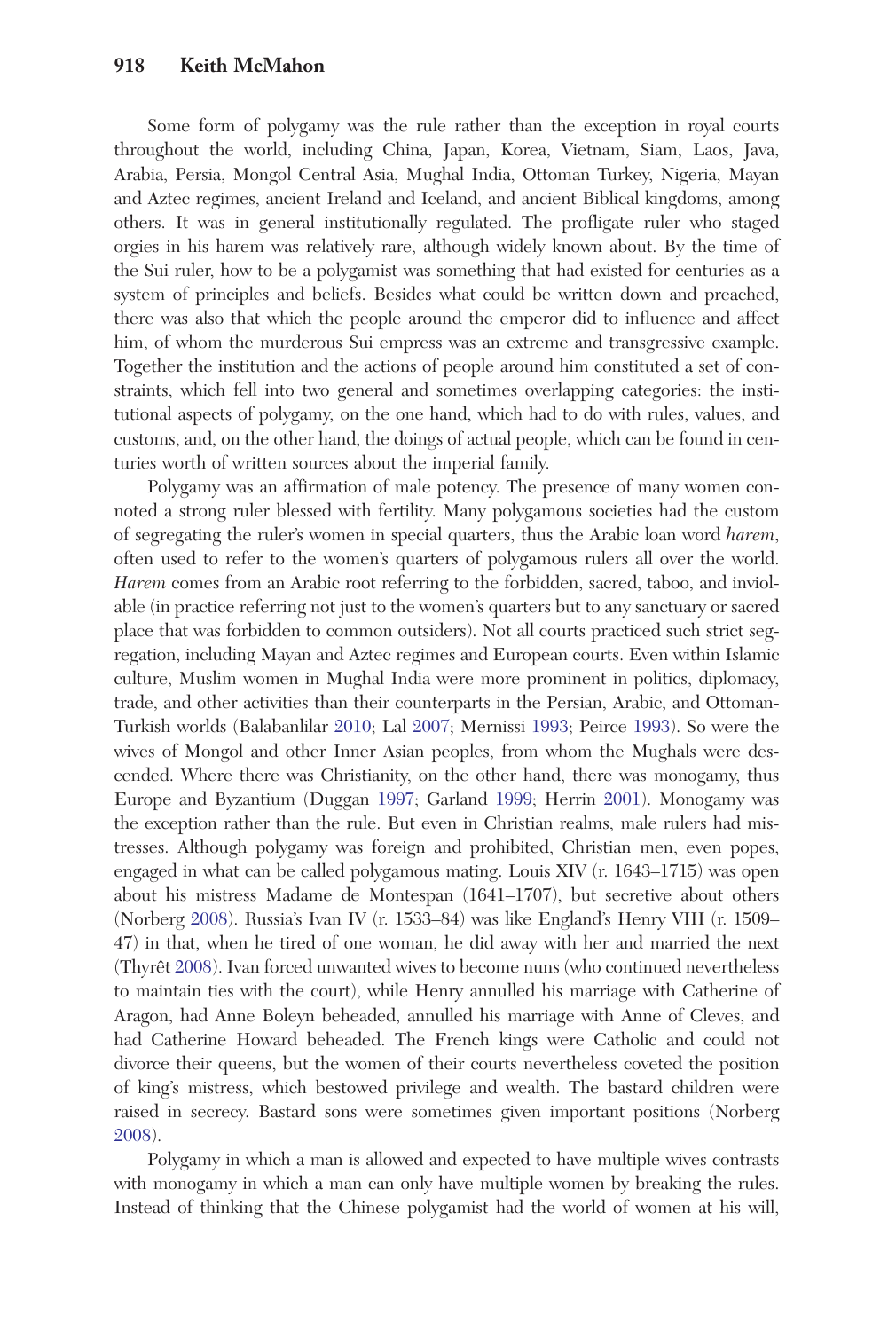Some form of polygamy was the rule rather than the exception in royal courts throughout the world, including China, Japan, Korea, Vietnam, Siam, Laos, Java, Arabia, Persia, Mongol Central Asia, Mughal India, Ottoman Turkey, Nigeria, Mayan and Aztec regimes, ancient Ireland and Iceland, and ancient Biblical kingdoms, among others. It was in general institutionally regulated. The profligate ruler who staged orgies in his harem was relatively rare, although widely known about. By the time of the Sui ruler, how to be a polygamist was something that had existed for centuries as a system of principles and beliefs. Besides what could be written down and preached, there was also that which the people around the emperor did to influence and affect him, of whom the murderous Sui empress was an extreme and transgressive example. Together the institution and the actions of people around him constituted a set of constraints, which fell into two general and sometimes overlapping categories: the institutional aspects of polygamy, on the one hand, which had to do with rules, values, and customs, and, on the other hand, the doings of actual people, which can be found in centuries worth of written sources about the imperial family.

Polygamy was an affirmation of male potency. The presence of many women connoted a strong ruler blessed with fertility. Many polygamous societies had the custom of segregating the ruler's women in special quarters, thus the Arabic loan word *harem*, often used to refer to the women's quarters of polygamous rulers all over the world. *Harem* comes from an Arabic root referring to the forbidden, sacred, taboo, and inviolable (in practice referring not just to the women's quarters but to any sanctuary or sacred place that was forbidden to common outsiders). Not all courts practiced such strict segregation, including Mayan and Aztec regimes and European courts. Even within Islamic culture, Muslim women in Mughal India were more prominent in politics, diplomacy, trade, and other activities than their counterparts in the Persian, Arabic, and Ottoman-Turkish worlds (Balabanlilar 2010; Lal 2007; Mernissi 1993; Peirce 1993). So were the wives of Mongol and other Inner Asian peoples, from whom the Mughals were descended. Where there was Christianity, on the other hand, there was monogamy, thus Europe and Byzantium (Duggan 1997; Garland 1999; Herrin 2001). Monogamy was the exception rather than the rule. But even in Christian realms, male rulers had mistresses. Although polygamy was foreign and prohibited, Christian men, even popes, engaged in what can be called polygamous mating. Louis XIV (r. 1643–1715) was open about his mistress Madame de Montespan (1641–1707), but secretive about others (Norberg 2008). Russia's Ivan IV (r. 1533–84) was like England's Henry VIII (r. 1509–47) in that, when he tired of one woman, he did away with her and married the next (Thyrêt 2008). Ivan forced unwanted wives to become nuns (who continued nevertheless to maintain ties with the court), while Henry annulled his marriage with Catherine of Aragon, had Anne Boleyn beheaded, annulled his marriage with Anne of Cleves, and had Catherine Howard beheaded. The French kings were Catholic and could not divorce their queens, but the women of their courts nevertheless coveted the position of king's mistress, which bestowed privilege and wealth. The bastard children were raised in secrecy. Bastard sons were sometimes given important positions (Norberg 2008).

Polygamy in which a man is allowed and expected to have multiple wives contrasts with monogamy in which a man can only have multiple women by breaking the rules. Instead of thinking that the Chinese polygamist had the world of women at his will,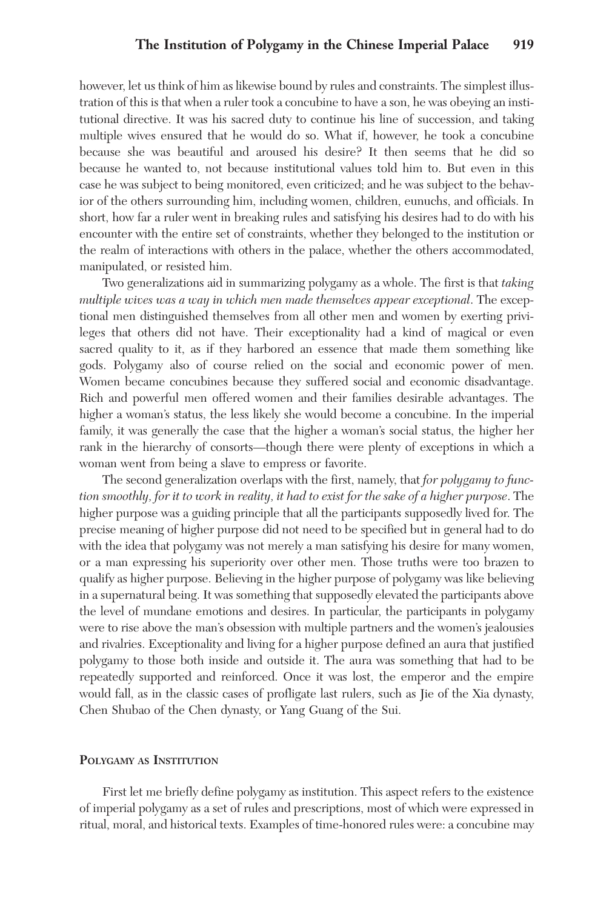however, let us think of him as likewise bound by rules and constraints. The simplest illustration of this is that when a ruler took a concubine to have a son, he was obeying an institutional directive. It was his sacred duty to continue his line of succession, and taking multiple wives ensured that he would do so. What if, however, he took a concubine because she was beautiful and aroused his desire? It then seems that he did so because he wanted to, not because institutional values told him to. But even in this case he was subject to being monitored, even criticized; and he was subject to the behavior of the others surrounding him, including women, children, eunuchs, and officials. In short, how far a ruler went in breaking rules and satisfying his desires had to do with his encounter with the entire set of constraints, whether they belonged to the institution or the realm of interactions with others in the palace, whether the others accommodated, manipulated, or resisted him.

Two generalizations aid in summarizing polygamy as a whole. The first is that *taking multiple wives was a way in which men made themselves appear exceptional*. The exceptional men distinguished themselves from all other men and women by exerting privileges that others did not have. Their exceptionality had a kind of magical or even sacred quality to it, as if they harbored an essence that made them something like gods. Polygamy also of course relied on the social and economic power of men. Women became concubines because they suffered social and economic disadvantage. Rich and powerful men offered women and their families desirable advantages. The higher a woman's status, the less likely she would become a concubine. In the imperial family, it was generally the case that the higher a woman's social status, the higher her rank in the hierarchy of consorts—though there were plenty of exceptions in which a woman went from being a slave to empress or favorite.

The second generalization overlaps with the first, namely, that *for polygamy to function smoothly, for it to work in reality, it had to exist for the sake of a higher purpose*. The higher purpose was a guiding principle that all the participants supposedly lived for. The precise meaning of higher purpose did not need to be specified but in general had to do with the idea that polygamy was not merely a man satisfying his desire for many women, or a man expressing his superiority over other men. Those truths were too brazen to qualify as higher purpose. Believing in the higher purpose of polygamy was like believing in a supernatural being. It was something that supposedly elevated the participants above the level of mundane emotions and desires. In particular, the participants in polygamy were to rise above the man's obsession with multiple partners and the women's jealousies and rivalries. Exceptionality and living for a higher purpose defined an aura that justified polygamy to those both inside and outside it. The aura was something that had to be repeatedly supported and reinforced. Once it was lost, the emperor and the empire would fall, as in the classic cases of profligate last rulers, such as Jie of the Xia dynasty, Chen Shubao of the Chen dynasty, or Yang Guang of the Sui.

## Polygamy as Institution

First let me briefly define polygamy as institution. This aspect refers to the existence of imperial polygamy as a set of rules and prescriptions, most of which were expressed in ritual, moral, and historical texts. Examples of time-honored rules were: a concubine may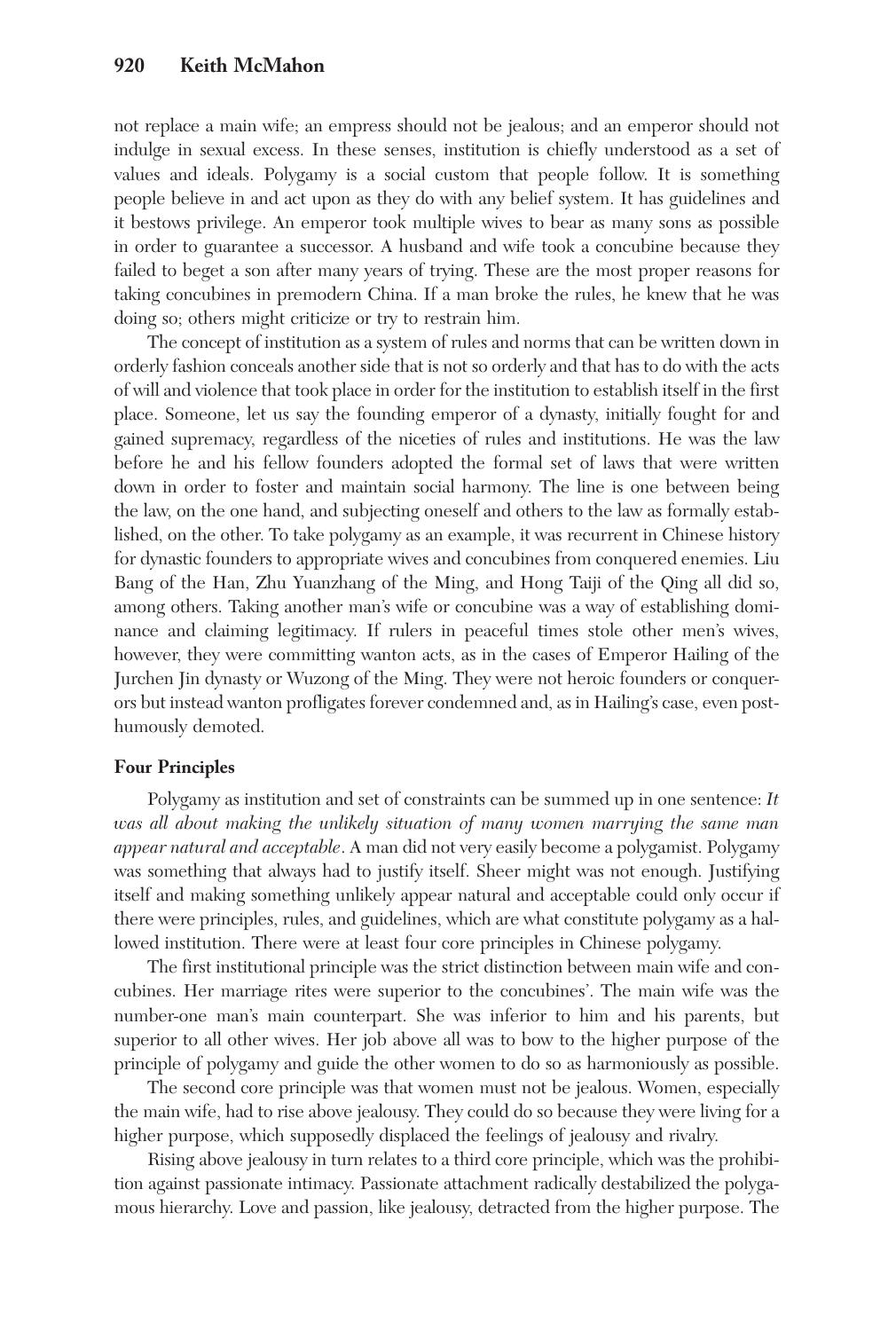not replace a main wife; an empress should not be jealous; and an emperor should not indulge in sexual excess. In these senses, institution is chiefly understood as a set of values and ideals. Polygamy is a social custom that people follow. It is something people believe in and act upon as they do with any belief system. It has guidelines and it bestows privilege. An emperor took multiple wives to bear as many sons as possible in order to guarantee a successor. A husband and wife took a concubine because they failed to beget a son after many years of trying. These are the most proper reasons for taking concubines in premodern China. If a man broke the rules, he knew that he was doing so; others might criticize or try to restrain him.

The concept of institution as a system of rules and norms that can be written down in orderly fashion conceals another side that is not so orderly and that has to do with the acts of will and violence that took place in order for the institution to establish itself in the first place. Someone, let us say the founding emperor of a dynasty, initially fought for and gained supremacy, regardless of the niceties of rules and institutions. He was the law before he and his fellow founders adopted the formal set of laws that were written down in order to foster and maintain social harmony. The line is one between being the law, on the one hand, and subjecting oneself and others to the law as formally established, on the other. To take polygamy as an example, it was recurrent in Chinese history for dynastic founders to appropriate wives and concubines from conquered enemies. Liu Bang of the Han, Zhu Yuanzhang of the Ming, and Hong Taiji of the Qing all did so, among others. Taking another man's wife or concubine was a way of establishing dominance and claiming legitimacy. If rulers in peaceful times stole other men's wives, however, they were committing wanton acts, as in the cases of Emperor Hailing of the Jurchen Jin dynasty or Wuzong of the Ming. They were not heroic founders or conquerors but instead wanton profligates forever condemned and, as in Hailing's case, even posthumously demoted.

**Four Principles**

Polygamy as institution and set of constraints can be summed up in one sentence: *It was all about making the unlikely situation of many women marrying the same man appear natural and acceptable*. A man did not very easily become a polygamist. Polygamy was something that always had to justify itself. Sheer might was not enough. Justifying itself and making something unlikely appear natural and acceptable could only occur if there were principles, rules, and guidelines, which are what constitute polygamy as a hallowed institution. There were at least four core principles in Chinese polygamy.

The first institutional principle was the strict distinction between main wife and concubines. Her marriage rites were superior to the concubines'. The main wife was the number-one man's main counterpart. She was inferior to him and his parents, but superior to all other wives. Her job above all was to bow to the higher purpose of the principle of polygamy and guide the other women to do so as harmoniously as possible.

The second core principle was that women must not be jealous. Women, especially the main wife, had to rise above jealousy. They could do so because they were living for a higher purpose, which supposedly displaced the feelings of jealousy and rivalry.

Rising above jealousy in turn relates to a third core principle, which was the prohibition against passionate intimacy. Passionate attachment radically destabilized the polygamous hierarchy. Love and passion, like jealousy, detracted from the higher purpose. The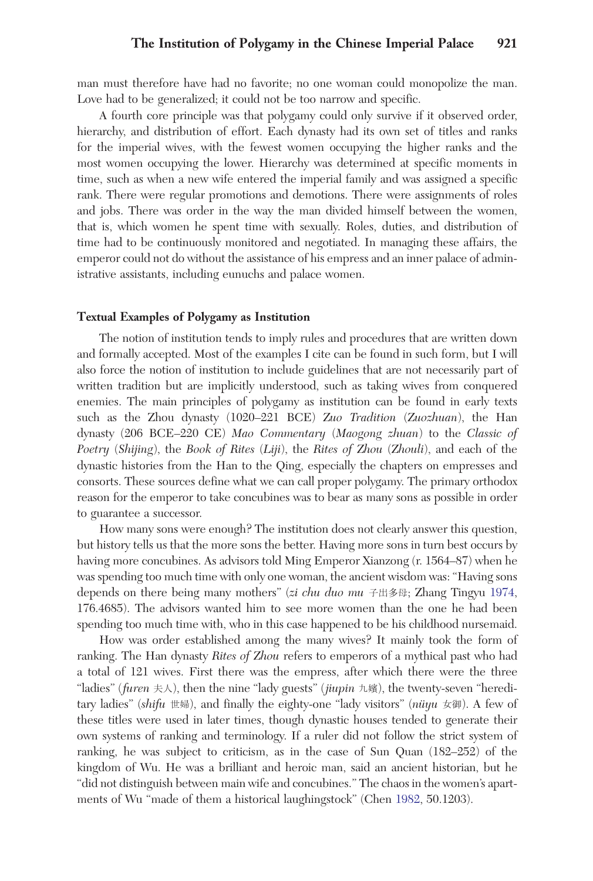man must therefore have had no favorite; no one woman could monopolize the man. Love had to be generalized; it could not be too narrow and specific.

A fourth core principle was that polygamy could only survive if it observed order, hierarchy, and distribution of effort. Each dynasty had its own set of titles and ranks for the imperial wives, with the fewest women occupying the higher ranks and the most women occupying the lower. Hierarchy was determined at specific moments in time, such as when a new wife entered the imperial family and was assigned a specific rank. There were regular promotions and demotions. There were assignments of roles and jobs. There was order in the way the man divided himself between the women, that is, which women he spent time with sexually. Roles, duties, and distribution of time had to be continuously monitored and negotiated. In managing these affairs, the emperor could not do without the assistance of his empress and an inner palace of administrative assistants, including eunuchs and palace women.

#### Textual Examples of Polygamy as Institution

The notion of institution tends to imply rules and procedures that are written down and formally accepted. Most of the examples I cite can be found in such form, but I will also force the notion of institution to include guidelines that are not necessarily part of written tradition but are implicitly understood, such as taking wives from conquered enemies. The main principles of polygamy as institution can be found in early texts such as the Zhou dynasty (1020–221 BCE) *Zuo Tradition* (*Zuozhuan*), the Han dynasty (206 BCE–220 CE) *Mao Commentary* (*Maogong zhuan*) to the *Classic of Poetry* (*Shijing*), the *Book of Rites* (*Liji*), the *Rites of Zhou* (*Zhouli*), and each of the dynastic histories from the Han to the Qing, especially the chapters on empresses and consorts. These sources define what we can call proper polygamy. The primary orthodox reason for the emperor to take concubines was to bear as many sons as possible in order to guarantee a successor.

How many sons were enough? The institution does not clearly answer this question, but history tells us that the more sons the better. Having more sons in turn best occurs by having more concubines. As advisors told Ming Emperor Xianzong (r. 1564–87) when he was spending too much time with only one woman, the ancient wisdom was: "Having sons depends on there being many mothers" (*zi chu duo mu* 子出多母; Zhang Tingyu 1974, 176.4685). The advisors wanted him to see more women than the one he had been spending too much time with, who in this case happened to be his childhood nursemaid.

How was order established among the many wives? It mainly took the form of ranking. The Han dynasty *Rites of Zhou* refers to emperors of a mythical past who had a total of 121 wives. First there was the empress, after which there were the three "ladies" (*furen* 夫人), then the nine "lady guests" (*jiupin* 九嬪), the twenty-seven "hereditary ladies" (*shifu* 世婦), and finally the eighty-one "lady visitors" (*nüyu* 女御). A few of these titles were used in later times, though dynastic houses tended to generate their own systems of ranking and terminology. If a ruler did not follow the strict system of ranking, he was subject to criticism, as in the case of Sun Quan (182–252) of the kingdom of Wu. He was a brilliant and heroic man, said an ancient historian, but he "did not distinguish between main wife and concubines." The chaos in the women's apartments of Wu "made of them a historical laughingstock" (Chen 1982, 50.1203).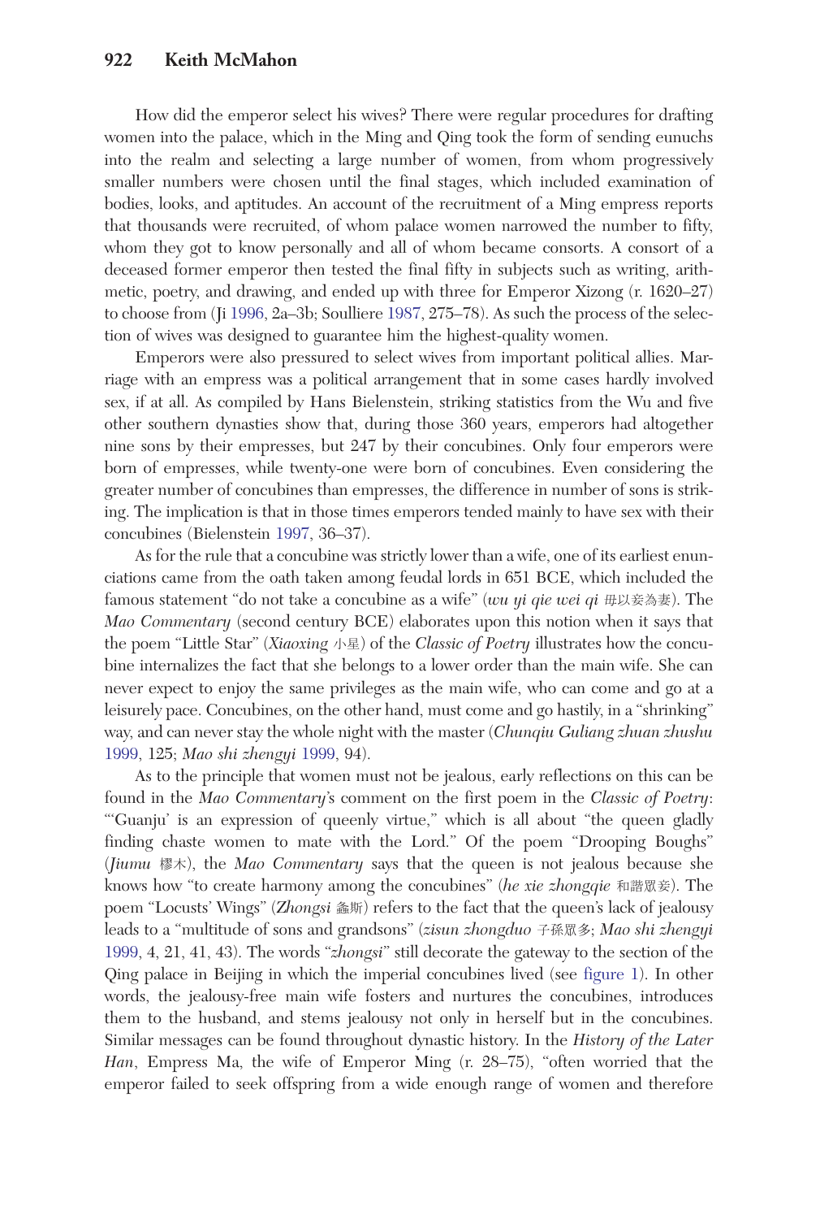How did the emperor select his wives? There were regular procedures for drafting women into the palace, which in the Ming and Qing took the form of sending eunuchs into the realm and selecting a large number of women, from whom progressively smaller numbers were chosen until the final stages, which included examination of bodies, looks, and aptitudes. An account of the recruitment of a Ming empress reports that thousands were recruited, of whom palace women narrowed the number to fifty, whom they got to know personally and all of whom became consorts. A consort of a deceased former emperor then tested the final fifty in subjects such as writing, arithmetic, poetry, and drawing, and ended up with three for Emperor Xizong (r. 1620–27) to choose from (Ji 1996, 2a–3b; Soulliere 1987, 275–78). As such the process of the selection of wives was designed to guarantee him the highest-quality women.

Emperors were also pressured to select wives from important political allies. Marriage with an empress was a political arrangement that in some cases hardly involved sex, if at all. As compiled by Hans Bielenstein, striking statistics from the Wu and five other southern dynasties show that, during those 360 years, emperors had altogether nine sons by their empresses, but 247 by their concubines. Only four emperors were born of empresses, while twenty-one were born of concubines. Even considering the greater number of concubines than empresses, the difference in number of sons is striking. The implication is that in those times emperors tended mainly to have sex with their concubines (Bielenstein 1997, 36–37).

As for the rule that a concubine was strictly lower than a wife, one of its earliest enunciations came from the oath taken among feudal lords in 651 BCE, which included the famous statement "do not take a concubine as a wife" (*wu yi qie wei qi* 毋以妾為妻). The *Mao Commentary* (second century BCE) elaborates upon this notion when it says that the poem "Little Star" (*Xiaoxing* 小星) of the *Classic of Poetry* illustrates how the concubine internalizes the fact that she belongs to a lower order than the main wife. She can never expect to enjoy the same privileges as the main wife, who can come and go at a leisurely pace. Concubines, on the other hand, must come and go hastily, in a "shrinking" way, and can never stay the whole night with the master (*Chunqiu Guliang zhuan zhushu* 1999, 125; *Mao shi zhengyi* 1999, 94).

As to the principle that women must not be jealous, early reflections on this can be found in the *Mao Commentary*'s comment on the first poem in the *Classic of Poetry*: "'Guanju' is an expression of queenly virtue," which is all about "the queen gladly finding chaste women to mate with the Lord." Of the poem "Drooping Boughs" (*Jiumu* 樛木), the *Mao Commentary* says that the queen is not jealous because she knows how "to create harmony among the concubines" (*he xie zhongqie* 和諧眾妾). The poem "Locusts' Wings" (*Zhongsi* 螽斯) refers to the fact that the queen's lack of jealousy leads to a "multitude of sons and grandsons" (*zisun zhongduo* 子孫眾多; *Mao shi zhengyi* 1999, 4, 21, 41, 43). The words "*zhongsi*" still decorate the gateway to the section of the Qing palace in Beijing in which the imperial concubines lived (see figure 1). In other words, the jealousy-free main wife fosters and nurtures the concubines, introduces them to the husband, and stems jealousy not only in herself but in the concubines. Similar messages can be found throughout dynastic history. In the *History of the Later Han*, Empress Ma, the wife of Emperor Ming (r. 28–75), "often worried that the emperor failed to seek offspring from a wide enough range of women and therefore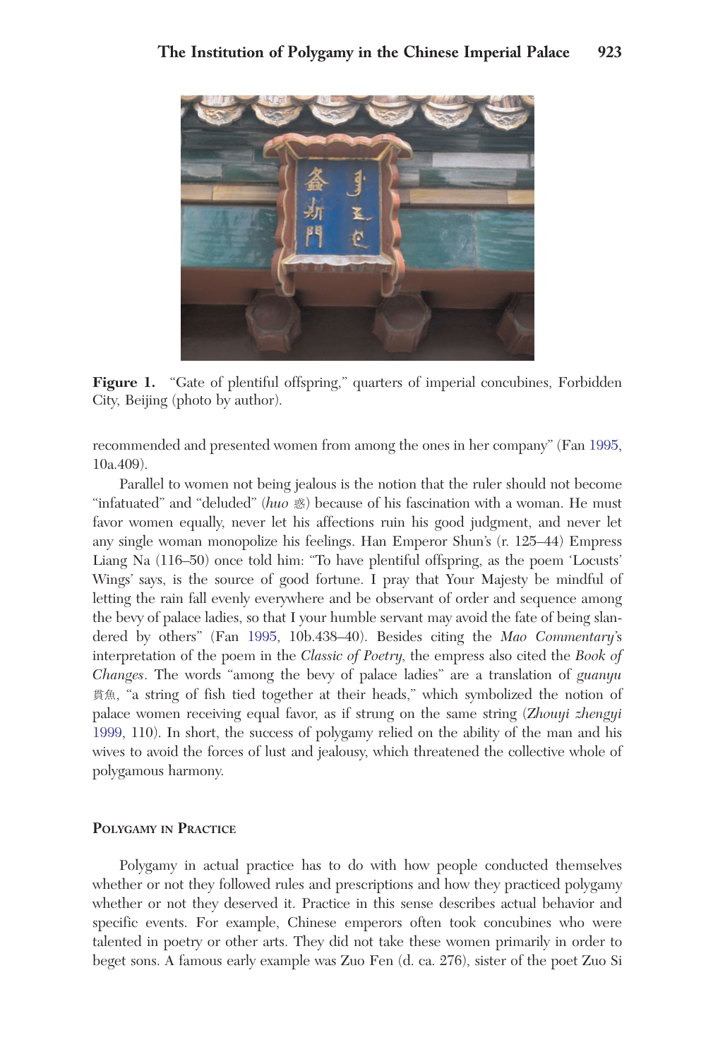**Figure 1.** "Gate of plentiful offspring," quarters of imperial concubines, Forbidden City, Beijing (photo by author).

recommended and presented women from among the ones in her company" (Fan 1995, 10a.409).

Parallel to women not being jealous is the notion that the ruler should not become "infatuated" and "deluded" (*huo* 惑) because of his fascination with a woman. He must favor women equally, never let his affections ruin his good judgment, and never let any single woman monopolize his feelings. Han Emperor Shun's (r. 125–44) Empress Liang Na (116–50) once told him: "To have plentiful offspring, as the poem 'Locusts' Wings' says, is the source of good fortune. I pray that Your Majesty be mindful of letting the rain fall evenly everywhere and be observant of order and sequence among the bevy of palace ladies, so that I your humble servant may avoid the fate of being slandered by others" (Fan 1995, 10b.438–40). Besides citing the *Mao Commentary*'s interpretation of the poem in the *Classic of Poetry*, the empress also cited the *Book of Changes*. The words "among the bevy of palace ladies" are a translation of *guanyu* 貫魚, "a string of fish tied together at their heads," which symbolized the notion of palace women receiving equal favor, as if strung on the same string (*Zhouyi zhengyi* 1999, 110). In short, the success of polygamy relied on the ability of the man and his wives to avoid the forces of lust and jealousy, which threatened the collective whole of polygamous harmony.

## Polygamy in Practice

Polygamy in actual practice has to do with how people conducted themselves whether or not they followed rules and prescriptions and how they practiced polygamy whether or not they deserved it. Practice in this sense describes actual behavior and specific events. For example, Chinese emperors often took concubines who were talented in poetry or other arts. They did not take these women primarily in order to beget sons. A famous early example was Zuo Fen (d. ca. 276), sister of the poet Zuo Si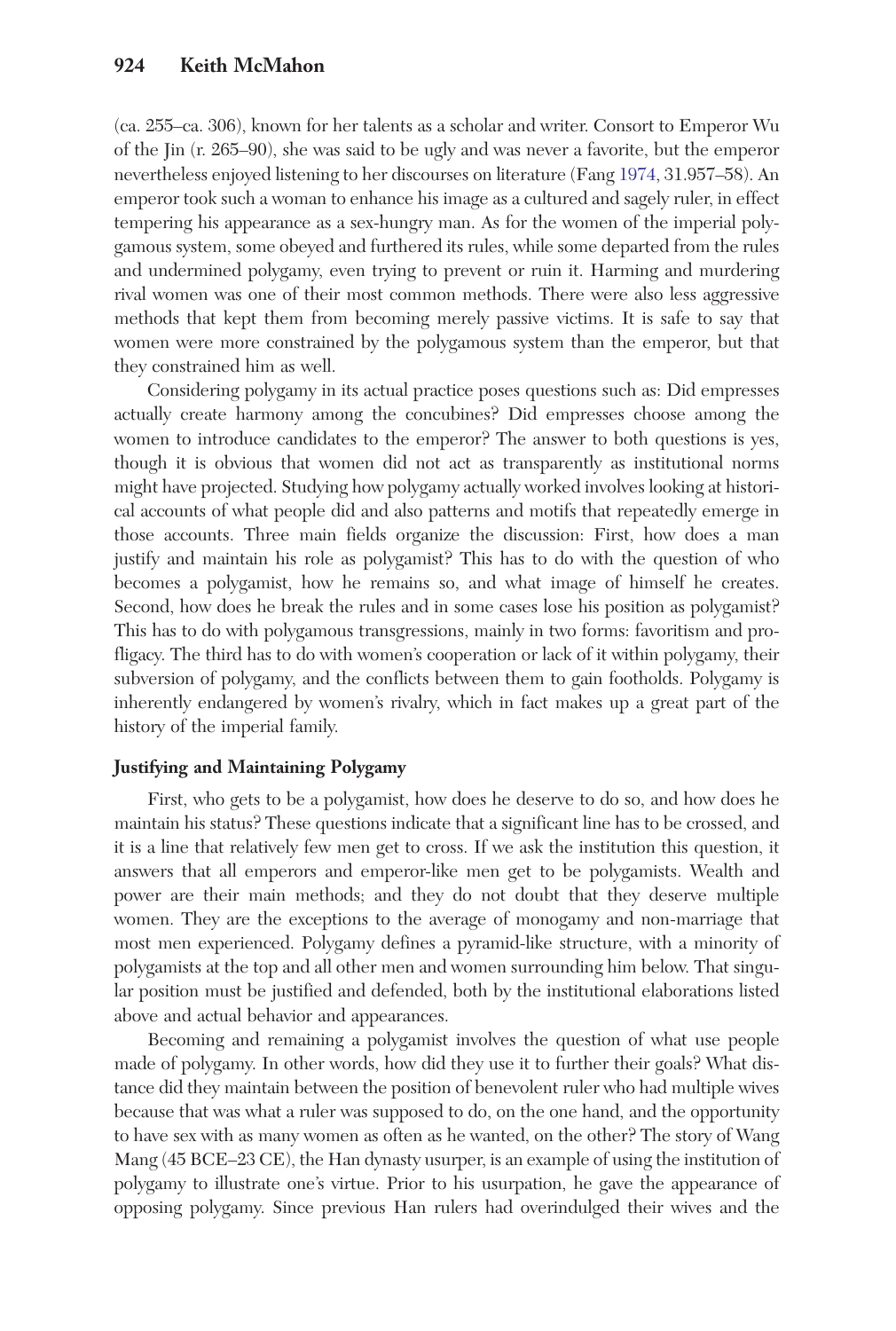(ca. 255–ca. 306), known for her talents as a scholar and writer. Consort to Emperor Wu of the Jin (r. 265–90), she was said to be ugly and was never a favorite, but the emperor nevertheless enjoyed listening to her discourses on literature (Fang 1974, 31.957–58). An emperor took such a woman to enhance his image as a cultured and sagely ruler, in effect tempering his appearance as a sex-hungry man. As for the women of the imperial polygamous system, some obeyed and furthered its rules, while some departed from the rules and undermined polygamy, even trying to prevent or ruin it. Harming and murdering rival women was one of their most common methods. There were also less aggressive methods that kept them from becoming merely passive victims. It is safe to say that women were more constrained by the polygamous system than the emperor, but that they constrained him as well.

Considering polygamy in its actual practice poses questions such as: Did empresses actually create harmony among the concubines? Did empresses choose among the women to introduce candidates to the emperor? The answer to both questions is yes, though it is obvious that women did not act as transparently as institutional norms might have projected. Studying how polygamy actually worked involves looking at historical accounts of what people did and also patterns and motifs that repeatedly emerge in those accounts. Three main fields organize the discussion: First, how does a man justify and maintain his role as polygamist? This has to do with the question of who becomes a polygamist, how he remains so, and what image of himself he creates. Second, how does he break the rules and in some cases lose his position as polygamist? This has to do with polygamous transgressions, mainly in two forms: favoritism and profligacy. The third has to do with women's cooperation or lack of it within polygamy, their subversion of polygamy, and the conflicts between them to gain footholds. Polygamy is inherently endangered by women's rivalry, which in fact makes up a great part of the history of the imperial family.

## Justifying and Maintaining Polygamy

First, who gets to be a polygamist, how does he deserve to do so, and how does he maintain his status? These questions indicate that a significant line has to be crossed, and it is a line that relatively few men get to cross. If we ask the institution this question, it answers that all emperors and emperor-like men get to be polygamists. Wealth and power are their main methods; and they do not doubt that they deserve multiple women. They are the exceptions to the average of monogamy and non-marriage that most men experienced. Polygamy defines a pyramid-like structure, with a minority of polygamists at the top and all other men and women surrounding him below. That singular position must be justified and defended, both by the institutional elaborations listed above and actual behavior and appearances.

Becoming and remaining a polygamist involves the question of what use people made of polygamy. In other words, how did they use it to further their goals? What distance did they maintain between the position of benevolent ruler who had multiple wives because that was what a ruler was supposed to do, on the one hand, and the opportunity to have sex with as many women as often as he wanted, on the other? The story of Wang Mang (45 BCE–23 CE), the Han dynasty usurper, is an example of using the institution of polygamy to illustrate one's virtue. Prior to his usurpation, he gave the appearance of opposing polygamy. Since previous Han rulers had overindulged their wives and the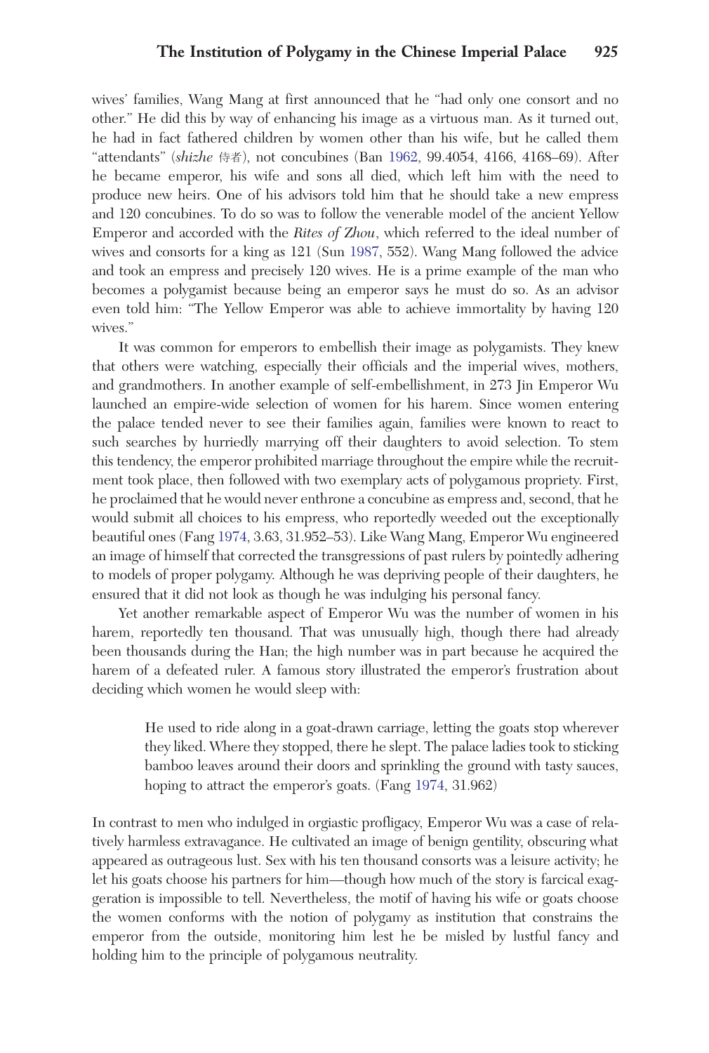wives' families, Wang Mang at first announced that he "had only one consort and no other." He did this by way of enhancing his image as a virtuous man. As it turned out, he had in fact fathered children by women other than his wife, but he called them "attendants" (*shizhe* 侍者), not concubines (Ban 1962, 99.4054, 4166, 4168–69). After he became emperor, his wife and sons all died, which left him with the need to produce new heirs. One of his advisors told him that he should take a new empress and 120 concubines. To do so was to follow the venerable model of the ancient Yellow Emperor and accorded with the *Rites of Zhou*, which referred to the ideal number of wives and consorts for a king as 121 (Sun 1987, 552). Wang Mang followed the advice and took an empress and precisely 120 wives. He is a prime example of the man who becomes a polygamist because being an emperor says he must do so. As an advisor even told him: "The Yellow Emperor was able to achieve immortality by having 120 wives."

It was common for emperors to embellish their image as polygamists. They knew that others were watching, especially their officials and the imperial wives, mothers, and grandmothers. In another example of self-embellishment, in 273 Jin Emperor Wu launched an empire-wide selection of women for his harem. Since women entering the palace tended never to see their families again, families were known to react to such searches by hurriedly marrying off their daughters to avoid selection. To stem this tendency, the emperor prohibited marriage throughout the empire while the recruitment took place, then followed with two exemplary acts of polygamous propriety. First, he proclaimed that he would never enthrone a concubine as empress and, second, that he would submit all choices to his empress, who reportedly weeded out the exceptionally beautiful ones (Fang 1974, 3.63, 31.952–53). Like Wang Mang, Emperor Wu engineered an image of himself that corrected the transgressions of past rulers by pointedly adhering to models of proper polygamy. Although he was depriving people of their daughters, he ensured that it did not look as though he was indulging his personal fancy.

Yet another remarkable aspect of Emperor Wu was the number of women in his harem, reportedly ten thousand. That was unusually high, though there had already been thousands during the Han; the high number was in part because he acquired the harem of a defeated ruler. A famous story illustrated the emperor's frustration about deciding which women he would sleep with:

> He used to ride along in a goat-drawn carriage, letting the goats stop wherever they liked. Where they stopped, there he slept. The palace ladies took to sticking bamboo leaves around their doors and sprinkling the ground with tasty sauces, hoping to attract the emperor's goats. (Fang 1974, 31.962)

In contrast to men who indulged in orgiastic profligacy, Emperor Wu was a case of relatively harmless extravagance. He cultivated an image of benign gentility, obscuring what appeared as outrageous lust. Sex with his ten thousand consorts was a leisure activity; he let his goats choose his partners for him—though how much of the story is farcical exaggeration is impossible to tell. Nevertheless, the motif of having his wife or goats choose the women conforms with the notion of polygamy as institution that constrains the emperor from the outside, monitoring him lest he be misled by lustful fancy and holding him to the principle of polygamous neutrality.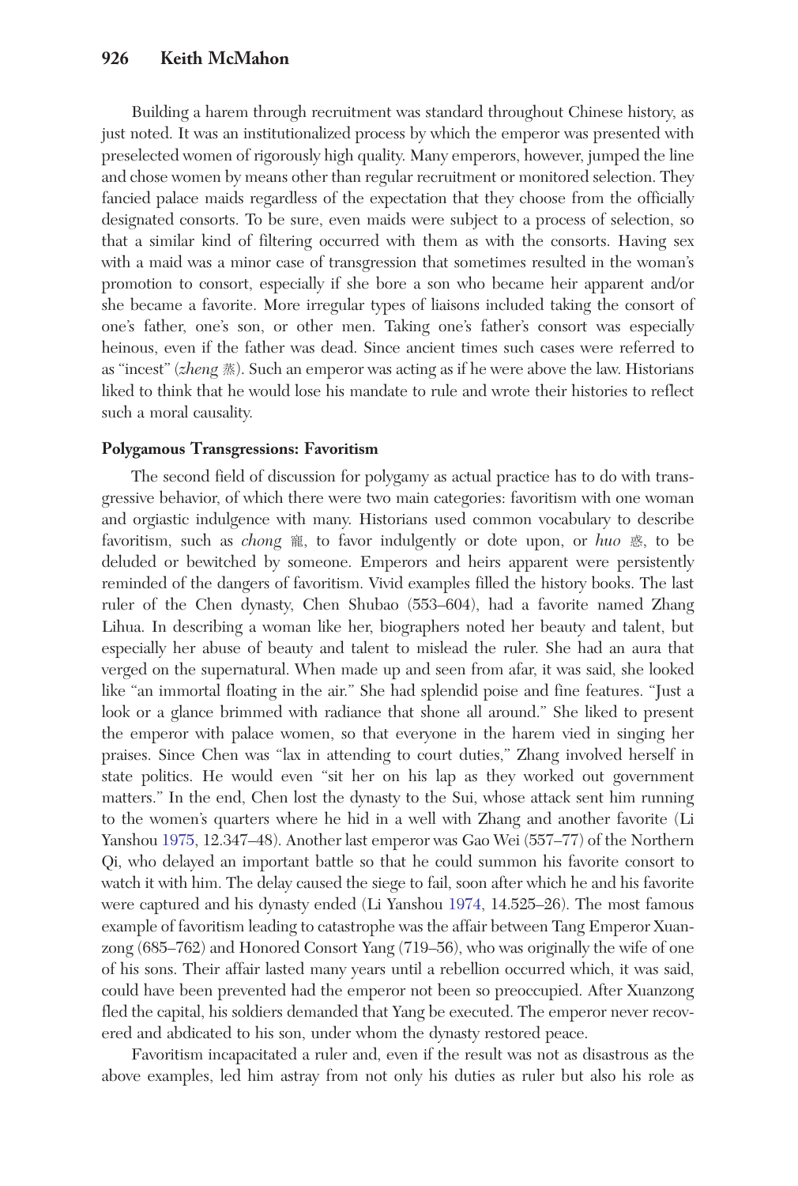Building a harem through recruitment was standard throughout Chinese history, as just noted. It was an institutionalized process by which the emperor was presented with preselected women of rigorously high quality. Many emperors, however, jumped the line and chose women by means other than regular recruitment or monitored selection. They fancied palace maids regardless of the expectation that they choose from the officially designated consorts. To be sure, even maids were subject to a process of selection, so that a similar kind of filtering occurred with them as with the consorts. Having sex with a maid was a minor case of transgression that sometimes resulted in the woman's promotion to consort, especially if she bore a son who became heir apparent and/or she became a favorite. More irregular types of liaisons included taking the consort of one's father, one's son, or other men. Taking one's father's consort was especially heinous, even if the father was dead. Since ancient times such cases were referred to as "incest" (*zheng* 烝). Such an emperor was acting as if he were above the law. Historians liked to think that he would lose his mandate to rule and wrote their histories to reflect such a moral causality.

### Polygamous Transgressions: Favoritism

The second field of discussion for polygamy as actual practice has to do with transgressive behavior, of which there were two main categories: favoritism with one woman and orgiastic indulgence with many. Historians used common vocabulary to describe favoritism, such as *chong* 寵, to favor indulgently or dote upon, or *huo* 惑, to be deluded or bewitched by someone. Emperors and heirs apparent were persistently reminded of the dangers of favoritism. Vivid examples filled the history books. The last ruler of the Chen dynasty, Chen Shubao (553–604), had a favorite named Zhang Lihua. In describing a woman like her, biographers noted her beauty and talent, but especially her abuse of beauty and talent to mislead the ruler. She had an aura that verged on the supernatural. When made up and seen from afar, it was said, she looked like "an immortal floating in the air." She had splendid poise and fine features. "Just a look or a glance brimmed with radiance that shone all around." She liked to present the emperor with palace women, so that everyone in the harem vied in singing her praises. Since Chen was "lax in attending to court duties," Zhang involved herself in state politics. He would even "sit her on his lap as they worked out government matters." In the end, Chen lost the dynasty to the Sui, whose attack sent him running to the women's quarters where he hid in a well with Zhang and another favorite (Li Yanshou 1975, 12.347–48). Another last emperor was Gao Wei (557–77) of the Northern Qi, who delayed an important battle so that he could summon his favorite consort to watch it with him. The delay caused the siege to fail, soon after which he and his favorite were captured and his dynasty ended (Li Yanshou 1974, 14.525–26). The most famous example of favoritism leading to catastrophe was the affair between Tang Emperor Xuanzong (685–762) and Honored Consort Yang (719–56), who was originally the wife of one of his sons. Their affair lasted many years until a rebellion occurred which, it was said, could have been prevented had the emperor not been so preoccupied. After Xuanzong fled the capital, his soldiers demanded that Yang be executed. The emperor never recovered and abdicated to his son, under whom the dynasty restored peace.

Favoritism incapacitated a ruler and, even if the result was not as disastrous as the above examples, led him astray from not only his duties as ruler but also his role as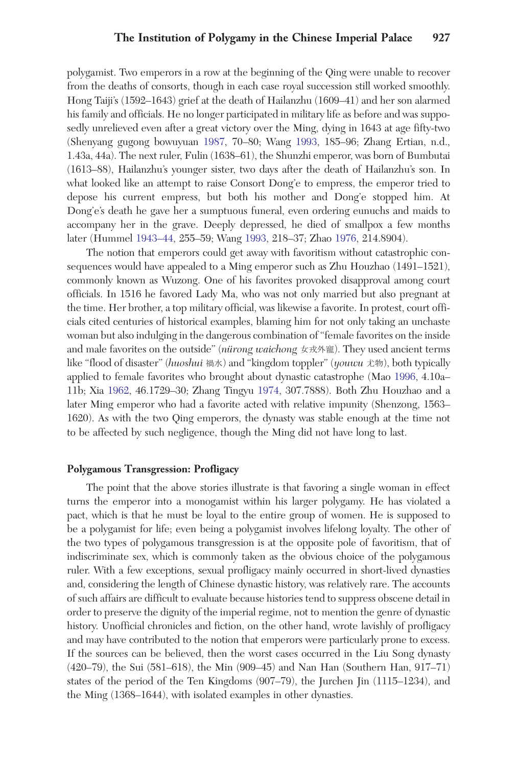polygamist. Two emperors in a row at the beginning of the Qing were unable to recover from the deaths of consorts, though in each case royal succession still worked smoothly. Hong Taiji's (1592–1643) grief at the death of Hailanzhu (1609–41) and her son alarmed his family and officials. He no longer participated in military life as before and was supposedly unrelieved even after a great victory over the Ming, dying in 1643 at age fifty-two (Shenyang gugong bowuyuan 1987, 70–80; Wang 1993, 185–96; Zhang Ertian, n.d., 1.43a, 44a). The next ruler, Fulin (1638–61), the Shunzhi emperor, was born of Bumbutai (1613–88), Hailanzhu's younger sister, two days after the death of Hailanzhu's son. In what looked like an attempt to raise Consort Dong'e to empress, the emperor tried to depose his current empress, but both his mother and Dong'e stopped him. At Dong'e's death he gave her a sumptuous funeral, even ordering eunuchs and maids to accompany her in the grave. Deeply depressed, he died of smallpox a few months later (Hummel 1943–44, 255–59; Wang 1993, 218–37; Zhao 1976, 214.8904).

The notion that emperors could get away with favoritism without catastrophic consequences would have appealed to a Ming emperor such as Zhu Houzhao (1491–1521), commonly known as Wuzong. One of his favorites provoked disapproval among court officials. In 1516 he favored Lady Ma, who was not only married but also pregnant at the time. Her brother, a top military official, was likewise a favorite. In protest, court officials cited centuries of historical examples, blaming him for not only taking an unchaste woman but also indulging in the dangerous combination of "female favorites on the inside and male favorites on the outside" (*nürong waichong* 女戎外寵). They used ancient terms like "flood of disaster" (*huoshui* 禍水) and "kingdom toppler" (*youwu* 尤物), both typically applied to female favorites who brought about dynastic catastrophe (Mao 1996, 4.10a–11b; Xia 1962, 46.1729–30; Zhang Tingyu 1974, 307.7888). Both Zhu Houzhao and a later Ming emperor who had a favorite acted with relative impunity (Shenzong, 1563–1620). As with the two Qing emperors, the dynasty was stable enough at the time not to be affected by such negligence, though the Ming did not have long to last.

#### Polygamous Transgression: Profligacy

The point that the above stories illustrate is that favoring a single woman in effect turns the emperor into a monogamist within his larger polygamy. He has violated a pact, which is that he must be loyal to the entire group of women. He is supposed to be a polygamist for life; even being a polygamist involves lifelong loyalty. The other of the two types of polygamous transgression is at the opposite pole of favoritism, that of indiscriminate sex, which is commonly taken as the obvious choice of the polygamous ruler. With a few exceptions, sexual profligacy mainly occurred in short-lived dynasties and, considering the length of Chinese dynastic history, was relatively rare. The accounts of such affairs are difficult to evaluate because histories tend to suppress obscene detail in order to preserve the dignity of the imperial regime, not to mention the genre of dynastic history. Unofficial chronicles and fiction, on the other hand, wrote lavishly of profligacy and may have contributed to the notion that emperors were particularly prone to excess. If the sources can be believed, then the worst cases occurred in the Liu Song dynasty (420–79), the Sui (581–618), the Min (909–45) and Nan Han (Southern Han, 917–71) states of the period of the Ten Kingdoms (907–79), the Jurchen Jin (1115–1234), and the Ming (1368–1644), with isolated examples in other dynasties.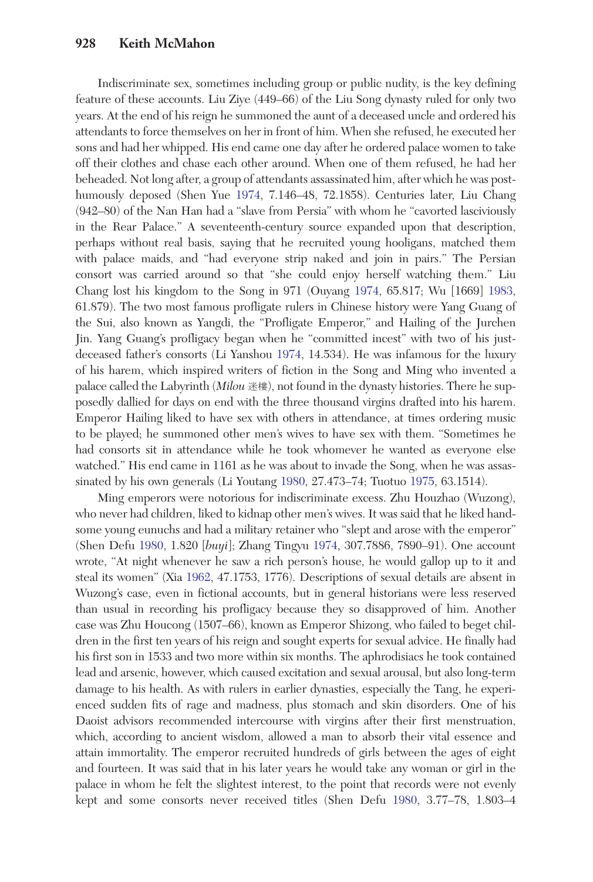Indiscriminate sex, sometimes including group or public nudity, is the key defining feature of these accounts. Liu Ziye (449–66) of the Liu Song dynasty ruled for only two years. At the end of his reign he summoned the aunt of a deceased uncle and ordered his attendants to force themselves on her in front of him. When she refused, he executed her sons and had her whipped. His end came one day after he ordered palace women to take off their clothes and chase each other around. When one of them refused, he had her beheaded. Not long after, a group of attendants assassinated him, after which he was posthumously deposed (Shen Yue 1974, 7.146–48, 72.1858). Centuries later, Liu Chang (942–80) of the Nan Han had a "slave from Persia" with whom he "cavorted lasciviously in the Rear Palace." A seventeenth-century source expanded upon that description, perhaps without real basis, saying that he recruited young hooligans, matched them with palace maids, and "had everyone strip naked and join in pairs." The Persian consort was carried around so that "she could enjoy herself watching them." Liu Chang lost his kingdom to the Song in 971 (Ouyang 1974, 65.817; Wu [1669] 1983, 61.879). The two most famous profligate rulers in Chinese history were Yang Guang of the Sui, also known as Yangdi, the "Profligate Emperor," and Hailing of the Jurchen Jin. Yang Guang's profligacy began when he "committed incest" with two of his just-deceased father's consorts (Li Yanshou 1974, 14.534). He was infamous for the luxury of his harem, which inspired writers of fiction in the Song and Ming who invented a palace called the Labyrinth (*Milou* 迷樓), not found in the dynasty histories. There he supposedly dallied for days on end with the three thousand virgins drafted into his harem. Emperor Hailing liked to have sex with others in attendance, at times ordering music to be played; he summoned other men's wives to have sex with them. "Sometimes he had consorts sit in attendance while he took whomever he wanted as everyone else watched." His end came in 1161 as he was about to invade the Song, when he was assassinated by his own generals (Li Youtang 1980, 27.473–74; Tuotuo 1975, 63.1514).

Ming emperors were notorious for indiscriminate excess. Zhu Houzhao (Wuzong), who never had children, liked to kidnap other men's wives. It was said that he liked handsome young eunuchs and had a military retainer who "slept and arose with the emperor" (Shen Defu 1980, 1.820 [*buyi*]; Zhang Tingyu 1974, 307.7886, 7890–91). One account wrote, "At night whenever he saw a rich person's house, he would gallop up to it and steal its women" (Xia 1962, 47.1753, 1776). Descriptions of sexual details are absent in Wuzong's case, even in fictional accounts, but in general historians were less reserved than usual in recording his profligacy because they so disapproved of him. Another case was Zhu Houcong (1507–66), known as Emperor Shizong, who failed to beget children in the first ten years of his reign and sought experts for sexual advice. He finally had his first son in 1533 and two more within six months. The aphrodisiacs he took contained lead and arsenic, however, which caused excitation and sexual arousal, but also long-term damage to his health. As with rulers in earlier dynasties, especially the Tang, he experienced sudden fits of rage and madness, plus stomach and skin disorders. One of his Daoist advisors recommended intercourse with virgins after their first menstruation, which, according to ancient wisdom, allowed a man to absorb their vital essence and attain immortality. The emperor recruited hundreds of girls between the ages of eight and fourteen. It was said that in his later years he would take any woman or girl in the palace in whom he felt the slightest interest, to the point that records were not evenly kept and some consorts never received titles (Shen Defu 1980, 3.77–78, 1.803–4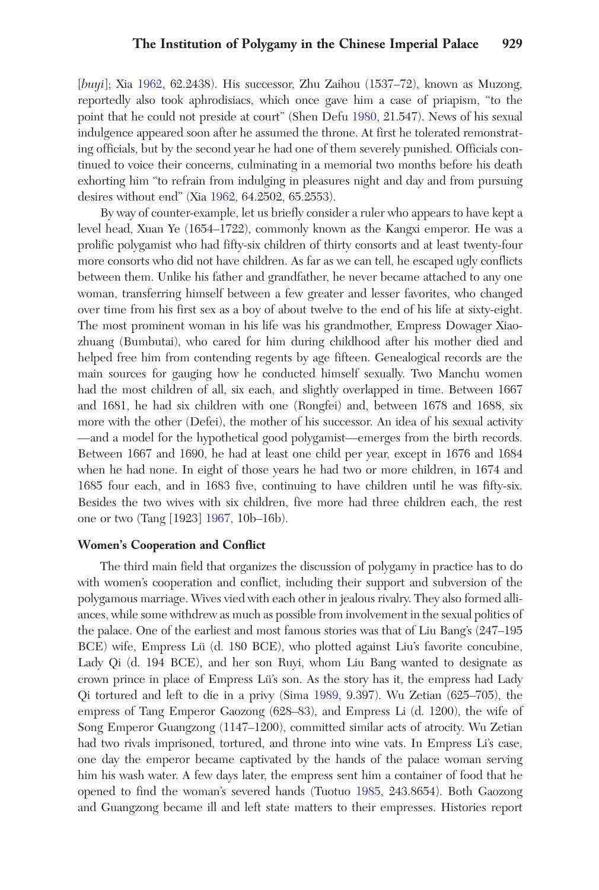[*buyi*]; Xia 1962, 62.2438). His successor, Zhu Zaihou (1537–72), known as Muzong, reportedly also took aphrodisiacs, which once gave him a case of priapism, "to the point that he could not preside at court" (Shen Defu 1980, 21.547). News of his sexual indulgence appeared soon after he assumed the throne. At first he tolerated remonstrating officials, but by the second year he had one of them severely punished. Officials continued to voice their concerns, culminating in a memorial two months before his death exhorting him "to refrain from indulging in pleasures night and day and from pursuing desires without end" (Xia 1962, 64.2502, 65.2553).

By way of counter-example, let us briefly consider a ruler who appears to have kept a level head, Xuan Ye (1654–1722), commonly known as the Kangxi emperor. He was a prolific polygamist who had fifty-six children of thirty consorts and at least twenty-four more consorts who did not have children. As far as we can tell, he escaped ugly conflicts between them. Unlike his father and grandfather, he never became attached to any one woman, transferring himself between a few greater and lesser favorites, who changed over time from his first sex as a boy of about twelve to the end of his life at sixty-eight. The most prominent woman in his life was his grandmother, Empress Dowager Xiaozhuang (Bumbutai), who cared for him during childhood after his mother died and helped free him from contending regents by age fifteen. Genealogical records are the main sources for gauging how he conducted himself sexually. Two Manchu women had the most children of all, six each, and slightly overlapped in time. Between 1667 and 1681, he had six children with one (Rongfei) and, between 1678 and 1688, six more with the other (Defei), the mother of his successor. An idea of his sexual activity —and a model for the hypothetical good polygamist—emerges from the birth records. Between 1667 and 1690, he had at least one child per year, except in 1676 and 1684 when he had none. In eight of those years he had two or more children, in 1674 and 1685 four each, and in 1683 five, continuing to have children until he was fifty-six. Besides the two wives with six children, five more had three children each, the rest one or two (Tang [1923] 1967, 10b–16b).

### Women's Cooperation and Conflict

The third main field that organizes the discussion of polygamy in practice has to do with women's cooperation and conflict, including their support and subversion of the polygamous marriage. Wives vied with each other in jealous rivalry. They also formed alliances, while some withdrew as much as possible from involvement in the sexual politics of the palace. One of the earliest and most famous stories was that of Liu Bang's (247–195 BCE) wife, Empress Lü (d. 180 BCE), who plotted against Liu's favorite concubine, Lady Qi (d. 194 BCE), and her son Ruyi, whom Liu Bang wanted to designate as crown prince in place of Empress Lü's son. As the story has it, the empress had Lady Qi tortured and left to die in a privy (Sima 1989, 9.397). Wu Zetian (625–705), the empress of Tang Emperor Gaozong (628–83), and Empress Li (d. 1200), the wife of Song Emperor Guangzong (1147–1200), committed similar acts of atrocity. Wu Zetian had two rivals imprisoned, tortured, and throne into wine vats. In Empress Li's case, one day the emperor became captivated by the hands of the palace woman serving him his wash water. A few days later, the empress sent him a container of food that he opened to find the woman's severed hands (Tuotuo 1985, 243.8654). Both Gaozong and Guangzong became ill and left state matters to their empresses. Histories report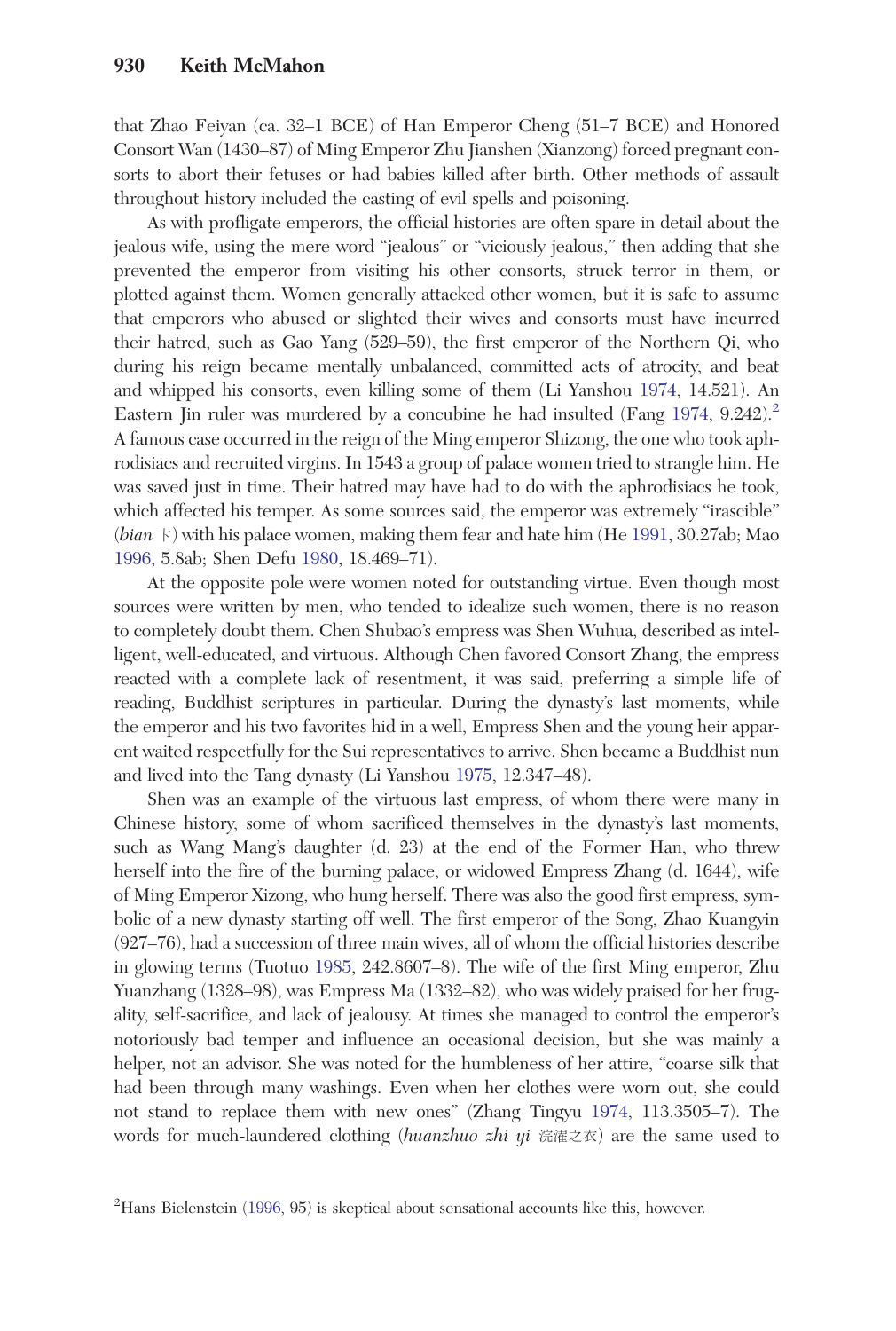that Zhao Feiyan (ca. 32–1 BCE) of Han Emperor Cheng (51–7 BCE) and Honored Consort Wan (1430–87) of Ming Emperor Zhu Jianshen (Xianzong) forced pregnant consorts to abort their fetuses or had babies killed after birth. Other methods of assault throughout history included the casting of evil spells and poisoning.

As with profligate emperors, the official histories are often spare in detail about the jealous wife, using the mere word "jealous" or "viciously jealous," then adding that she prevented the emperor from visiting his other consorts, struck terror in them, or plotted against them. Women generally attacked other women, but it is safe to assume that emperors who abused or slighted their wives and consorts must have incurred their hatred, such as Gao Yang (529–59), the first emperor of the Northern Qi, who during his reign became mentally unbalanced, committed acts of atrocity, and beat and whipped his consorts, even killing some of them (Li Yanshou 1974, 14.521). An Eastern Jin ruler was murdered by a concubine he had insulted (Fang 1974, 9.242).[2] A famous case occurred in the reign of the Ming emperor Shizong, the one who took aphrodisiacs and recruited virgins. In 1543 a group of palace women tried to strangle him. He was saved just in time. Their hatred may have had to do with the aphrodisiacs he took, which affected his temper. As some sources said, the emperor was extremely "irascible" (*bian* 卞) with his palace women, making them fear and hate him (He 1991, 30.27ab; Mao 1996, 5.8ab; Shen Defu 1980, 18.469–71).

At the opposite pole were women noted for outstanding virtue. Even though most sources were written by men, who tended to idealize such women, there is no reason to completely doubt them. Chen Shubao's empress was Shen Wuhua, described as intelligent, well-educated, and virtuous. Although Chen favored Consort Zhang, the empress reacted with a complete lack of resentment, it was said, preferring a simple life of reading, Buddhist scriptures in particular. During the dynasty's last moments, while the emperor and his two favorites hid in a well, Empress Shen and the young heir apparent waited respectfully for the Sui representatives to arrive. Shen became a Buddhist nun and lived into the Tang dynasty (Li Yanshou 1975, 12.347–48).

Shen was an example of the virtuous last empress, of whom there were many in Chinese history, some of whom sacrificed themselves in the dynasty's last moments, such as Wang Mang's daughter (d. 23) at the end of the Former Han, who threw herself into the fire of the burning palace, or widowed Empress Zhang (d. 1644), wife of Ming Emperor Xizong, who hung herself. There was also the good first empress, symbolic of a new dynasty starting off well. The first emperor of the Song, Zhao Kuangyin (927–76), had a succession of three main wives, all of whom the official histories describe in glowing terms (Tuotuo 1985, 242.8607–8). The wife of the first Ming emperor, Zhu Yuanzhang (1328–98), was Empress Ma (1332–82), who was widely praised for her frugality, self-sacrifice, and lack of jealousy. At times she managed to control the emperor's notoriously bad temper and influence an occasional decision, but she was mainly a helper, not an advisor. She was noted for the humbleness of her attire, "coarse silk that had been through many washings. Even when her clothes were worn out, she could not stand to replace them with new ones" (Zhang Tingyu 1974, 113.3505–7). The words for much-laundered clothing (*huanzhuo zhi yi* 浣濯之衣) are the same used to

[2]Hans Bielenstein (1996, 95) is skeptical about sensational accounts like this, however.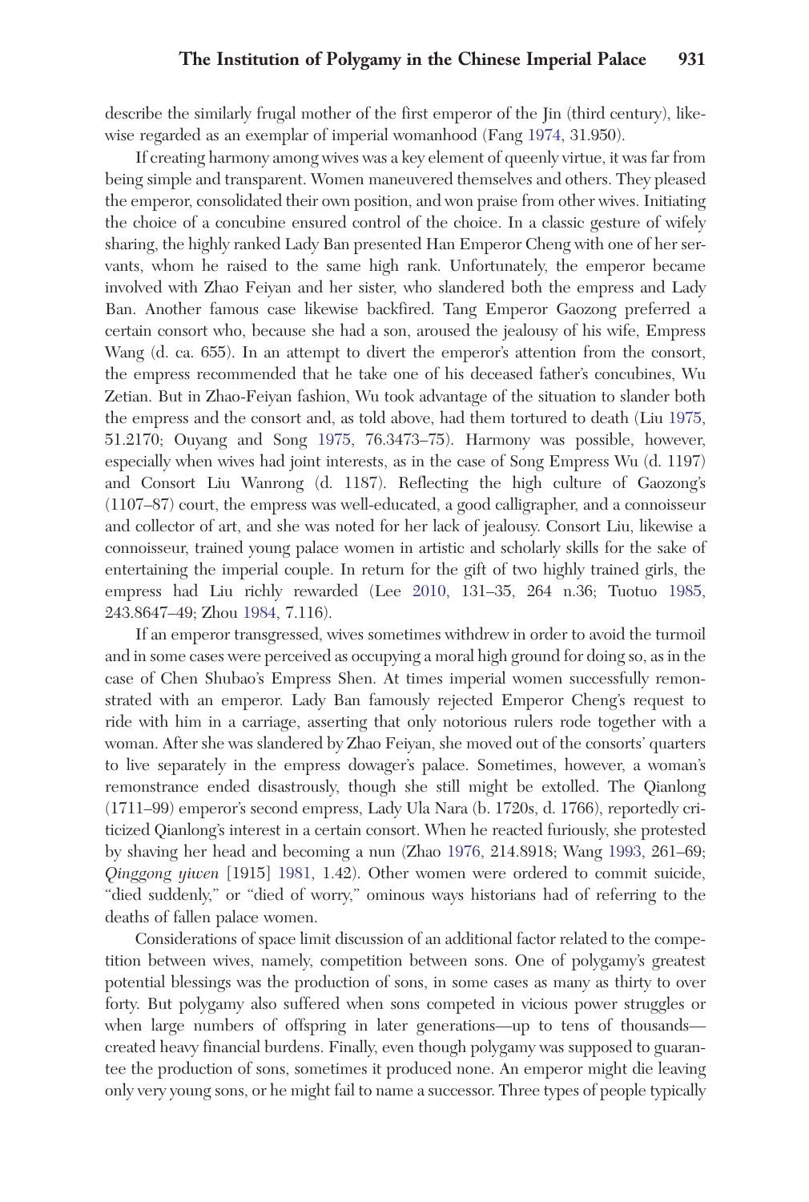describe the similarly frugal mother of the first emperor of the Jin (third century), likewise regarded as an exemplar of imperial womanhood (Fang 1974, 31.950).

If creating harmony among wives was a key element of queenly virtue, it was far from being simple and transparent. Women maneuvered themselves and others. They pleased the emperor, consolidated their own position, and won praise from other wives. Initiating the choice of a concubine ensured control of the choice. In a classic gesture of wifely sharing, the highly ranked Lady Ban presented Han Emperor Cheng with one of her servants, whom he raised to the same high rank. Unfortunately, the emperor became involved with Zhao Feiyan and her sister, who slandered both the empress and Lady Ban. Another famous case likewise backfired. Tang Emperor Gaozong preferred a certain consort who, because she had a son, aroused the jealousy of his wife, Empress Wang (d. ca. 655). In an attempt to divert the emperor's attention from the consort, the empress recommended that he take one of his deceased father's concubines, Wu Zetian. But in Zhao-Feiyan fashion, Wu took advantage of the situation to slander both the empress and the consort and, as told above, had them tortured to death (Liu 1975, 51.2170; Ouyang and Song 1975, 76.3473–75). Harmony was possible, however, especially when wives had joint interests, as in the case of Song Empress Wu (d. 1197) and Consort Liu Wanrong (d. 1187). Reflecting the high culture of Gaozong's (1107–87) court, the empress was well-educated, a good calligrapher, and a connoisseur and collector of art, and she was noted for her lack of jealousy. Consort Liu, likewise a connoisseur, trained young palace women in artistic and scholarly skills for the sake of entertaining the imperial couple. In return for the gift of two highly trained girls, the empress had Liu richly rewarded (Lee 2010, 131–35, 264 n.36; Tuotuo 1985, 243.8647–49; Zhou 1984, 7.116).

If an emperor transgressed, wives sometimes withdrew in order to avoid the turmoil and in some cases were perceived as occupying a moral high ground for doing so, as in the case of Chen Shubao's Empress Shen. At times imperial women successfully remonstrated with an emperor. Lady Ban famously rejected Emperor Cheng's request to ride with him in a carriage, asserting that only notorious rulers rode together with a woman. After she was slandered by Zhao Feiyan, she moved out of the consorts' quarters to live separately in the empress dowager's palace. Sometimes, however, a woman's remonstrance ended disastrously, though she still might be extolled. The Qianlong (1711–99) emperor's second empress, Lady Ula Nara (b. 1720s, d. 1766), reportedly criticized Qianlong's interest in a certain consort. When he reacted furiously, she protested by shaving her head and becoming a nun (Zhao 1976, 214.8918; Wang 1993, 261–69; *Qinggong yiwen* [1915] 1981, 1.42). Other women were ordered to commit suicide, "died suddenly," or "died of worry," ominous ways historians had of referring to the deaths of fallen palace women.

Considerations of space limit discussion of an additional factor related to the competition between wives, namely, competition between sons. One of polygamy's greatest potential blessings was the production of sons, in some cases as many as thirty to over forty. But polygamy also suffered when sons competed in vicious power struggles or when large numbers of offspring in later generations—up to tens of thousands—created heavy financial burdens. Finally, even though polygamy was supposed to guarantee the production of sons, sometimes it produced none. An emperor might die leaving only very young sons, or he might fail to name a successor. Three types of people typically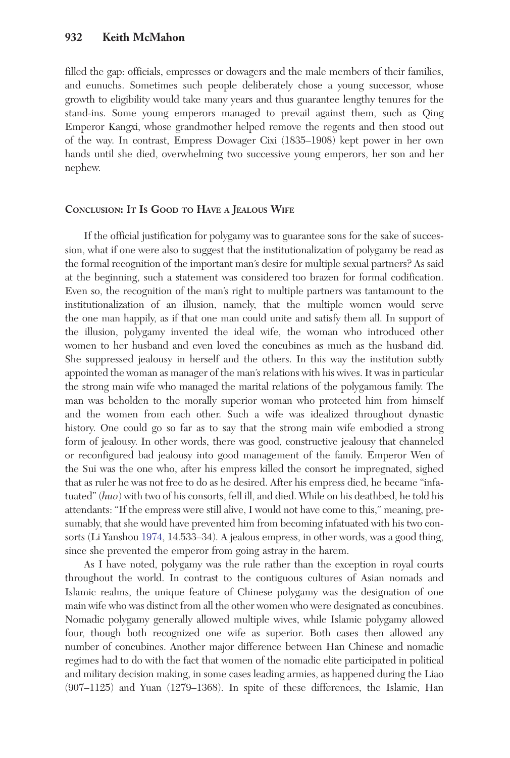filled the gap: officials, empresses or dowagers and the male members of their families, and eunuchs. Sometimes such people deliberately chose a young successor, whose growth to eligibility would take many years and thus guarantee lengthy tenures for the stand-ins. Some young emperors managed to prevail against them, such as Qing Emperor Kangxi, whose grandmother helped remove the regents and then stood out of the way. In contrast, Empress Dowager Cixi (1835–1908) kept power in her own hands until she died, overwhelming two successive young emperors, her son and her nephew.

## Conclusion: It Is Good to Have a Jealous Wife

If the official justification for polygamy was to guarantee sons for the sake of succession, what if one were also to suggest that the institutionalization of polygamy be read as the formal recognition of the important man's desire for multiple sexual partners? As said at the beginning, such a statement was considered too brazen for formal codification. Even so, the recognition of the man's right to multiple partners was tantamount to the institutionalization of an illusion, namely, that the multiple women would serve the one man happily, as if that one man could unite and satisfy them all. In support of the illusion, polygamy invented the ideal wife, the woman who introduced other women to her husband and even loved the concubines as much as the husband did. She suppressed jealousy in herself and the others. In this way the institution subtly appointed the woman as manager of the man's relations with his wives. It was in particular the strong main wife who managed the marital relations of the polygamous family. The man was beholden to the morally superior woman who protected him from himself and the women from each other. Such a wife was idealized throughout dynastic history. One could go so far as to say that the strong main wife embodied a strong form of jealousy. In other words, there was good, constructive jealousy that channeled or reconfigured bad jealousy into good management of the family. Emperor Wen of the Sui was the one who, after his empress killed the consort he impregnated, sighed that as ruler he was not free to do as he desired. After his empress died, he became "infatuated" (*huo*) with two of his consorts, fell ill, and died. While on his deathbed, he told his attendants: "If the empress were still alive, I would not have come to this," meaning, presumably, that she would have prevented him from becoming infatuated with his two consorts (Li Yanshou 1974, 14.533–34). A jealous empress, in other words, was a good thing, since she prevented the emperor from going astray in the harem.

As I have noted, polygamy was the rule rather than the exception in royal courts throughout the world. In contrast to the contiguous cultures of Asian nomads and Islamic realms, the unique feature of Chinese polygamy was the designation of one main wife who was distinct from all the other women who were designated as concubines. Nomadic polygamy generally allowed multiple wives, while Islamic polygamy allowed four, though both recognized one wife as superior. Both cases then allowed any number of concubines. Another major difference between Han Chinese and nomadic regimes had to do with the fact that women of the nomadic elite participated in political and military decision making, in some cases leading armies, as happened during the Liao (907–1125) and Yuan (1279–1368). In spite of these differences, the Islamic, Han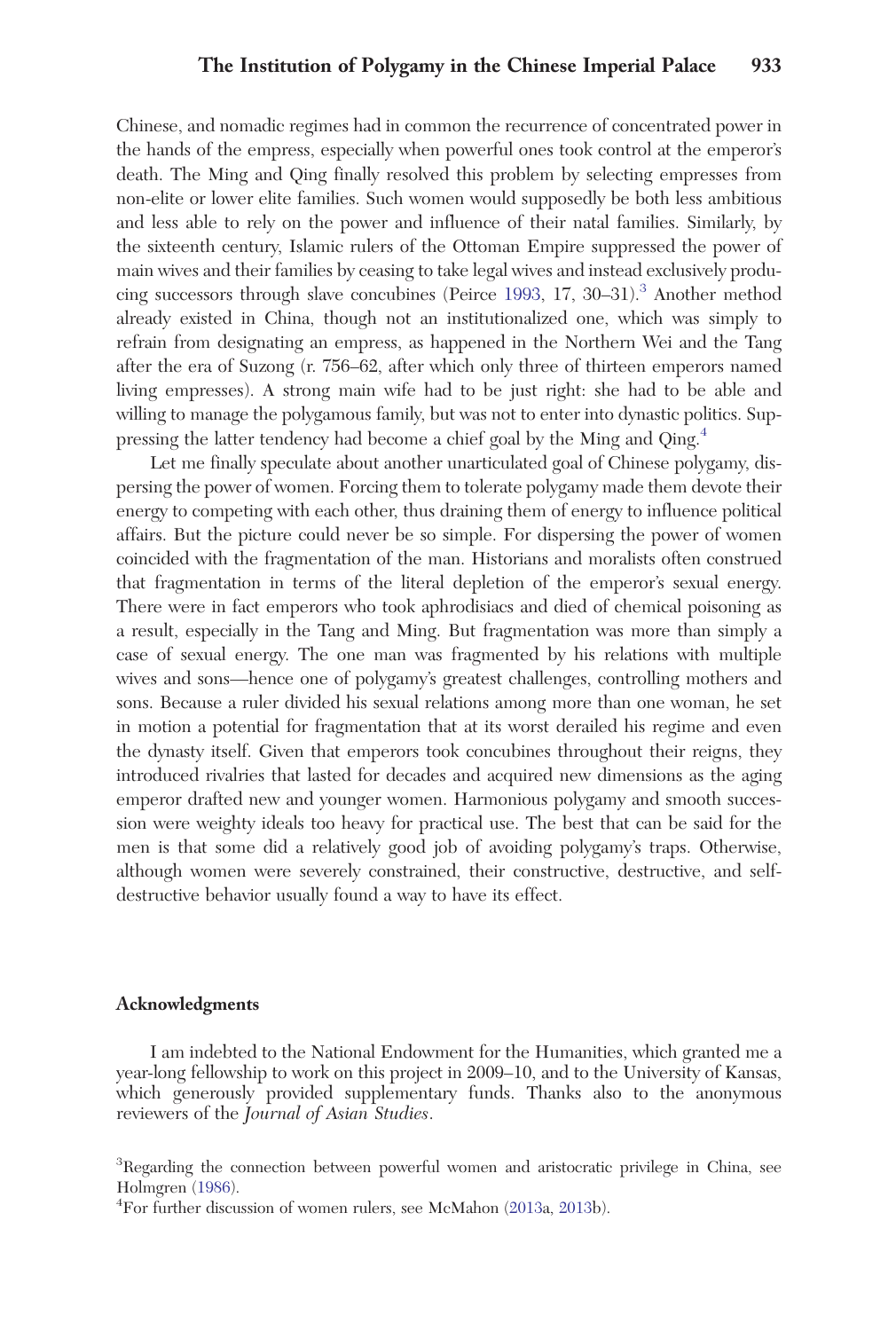Chinese, and nomadic regimes had in common the recurrence of concentrated power in the hands of the empress, especially when powerful ones took control at the emperor's death. The Ming and Qing finally resolved this problem by selecting empresses from non-elite or lower elite families. Such women would supposedly be both less ambitious and less able to rely on the power and influence of their natal families. Similarly, by the sixteenth century, Islamic rulers of the Ottoman Empire suppressed the power of main wives and their families by ceasing to take legal wives and instead exclusively producing successors through slave concubines (Peirce 1993, 17, 30–31).[3] Another method already existed in China, though not an institutionalized one, which was simply to refrain from designating an empress, as happened in the Northern Wei and the Tang after the era of Suzong (r. 756–62, after which only three of thirteen emperors named living empresses). A strong main wife had to be just right: she had to be able and willing to manage the polygamous family, but was not to enter into dynastic politics. Suppressing the latter tendency had become a chief goal by the Ming and Qing.[4]

Let me finally speculate about another unarticulated goal of Chinese polygamy, dispersing the power of women. Forcing them to tolerate polygamy made them devote their energy to competing with each other, thus draining them of energy to influence political affairs. But the picture could never be so simple. For dispersing the power of women coincided with the fragmentation of the man. Historians and moralists often construed that fragmentation in terms of the literal depletion of the emperor's sexual energy. There were in fact emperors who took aphrodisiacs and died of chemical poisoning as a result, especially in the Tang and Ming. But fragmentation was more than simply a case of sexual energy. The one man was fragmented by his relations with multiple wives and sons—hence one of polygamy's greatest challenges, controlling mothers and sons. Because a ruler divided his sexual relations among more than one woman, he set in motion a potential for fragmentation that at its worst derailed his regime and even the dynasty itself. Given that emperors took concubines throughout their reigns, they introduced rivalries that lasted for decades and acquired new dimensions as the aging emperor drafted new and younger women. Harmonious polygamy and smooth succession were weighty ideals too heavy for practical use. The best that can be said for the men is that some did a relatively good job of avoiding polygamy's traps. Otherwise, although women were severely constrained, their constructive, destructive, and self-destructive behavior usually found a way to have its effect.

## Acknowledgments

I am indebted to the National Endowment for the Humanities, which granted me a year-long fellowship to work on this project in 2009–10, and to the University of Kansas, which generously provided supplementary funds. Thanks also to the anonymous reviewers of the *Journal of Asian Studies*.

[3]Regarding the connection between powerful women and aristocratic privilege in China, see Holmgren (1986).

[4]For further discussion of women rulers, see McMahon (2013a, 2013b).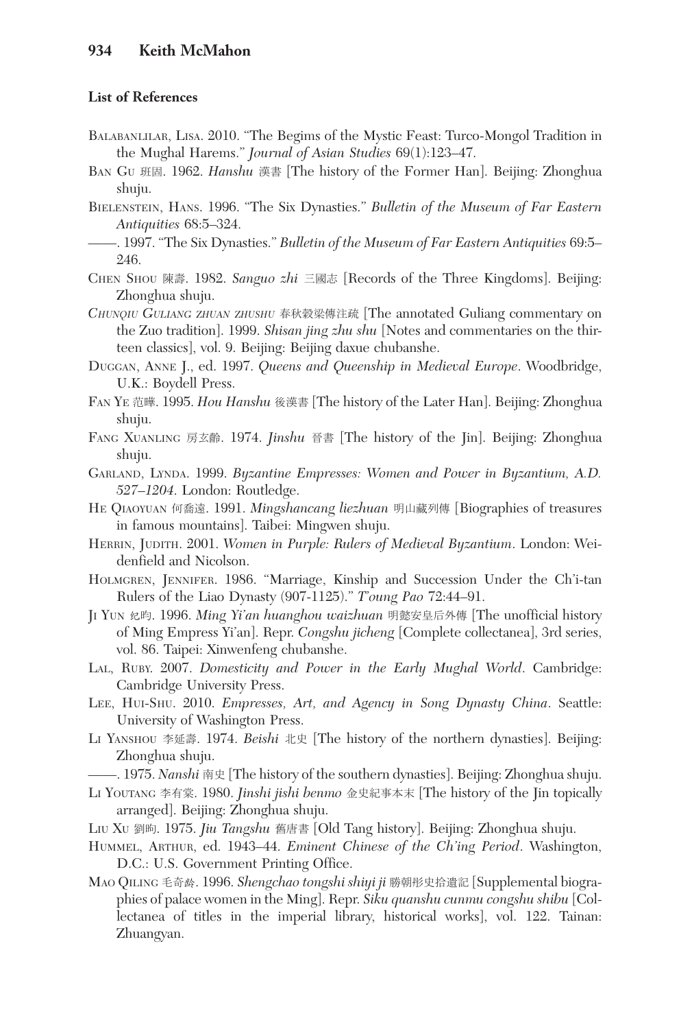**List of References**

Balabanlilar, Lisa. 2010. "The Begims of the Mystic Feast: Turco-Mongol Tradition in the Mughal Harems." *Journal of Asian Studies* 69(1):123–47.

Ban Gu 班固. 1962. *Hanshu* 漢書 [The history of the Former Han]. Beijing: Zhonghua shuju.

Bielenstein, Hans. 1996. "The Six Dynasties." *Bulletin of the Museum of Far Eastern Antiquities* 68:5–324.

——. 1997. "The Six Dynasties." *Bulletin of the Museum of Far Eastern Antiquities* 69:5–246.

Chen Shou 陳壽. 1982. *Sanguo zhi* 三國志 [Records of the Three Kingdoms]. Beijing: Zhonghua shuju.

*Chunqiu Guliang zhuan zhushu* 春秋穀梁傳注疏 [The annotated Guliang commentary on the Zuo tradition]. 1999. *Shisan jing zhu shu* [Notes and commentaries on the thirteen classics], vol. 9. Beijing: Beijing daxue chubanshe.

Duggan, Anne J., ed. 1997. *Queens and Queenship in Medieval Europe*. Woodbridge, U.K.: Boydell Press.

Fan Ye 范曄. 1995. *Hou Hanshu* 後漢書 [The history of the Later Han]. Beijing: Zhonghua shuju.

Fang Xuanling 房玄齡. 1974. *Jinshu* 晉書 [The history of the Jin]. Beijing: Zhonghua shuju.

Garland, Lynda. 1999. *Byzantine Empresses: Women and Power in Byzantium, A.D. 527–1204*. London: Routledge.

He Qiaoyuan 何喬遠. 1991. *Mingshancang liezhuan* 明山藏列傳 [Biographies of treasures in famous mountains]. Taibei: Mingwen shuju.

Herrin, Judith. 2001. *Women in Purple: Rulers of Medieval Byzantium*. London: Weidenfield and Nicolson.

Holmgren, Jennifer. 1986. "Marriage, Kinship and Succession Under the Ch'i-tan Rulers of the Liao Dynasty (907-1125)." *T'oung Pao* 72:44–91.

Ji Yun 纪昀. 1996. *Ming Yi'an huanghou waizhuan* 明懿安皇后外傳 [The unofficial history of Ming Empress Yi'an]. Repr. *Congshu jicheng* [Complete collectanea], 3rd series, vol. 86. Taipei: Xinwenfeng chubanshe.

Lal, Ruby. 2007. *Domesticity and Power in the Early Mughal World*. Cambridge: Cambridge University Press.

Lee, Hui-Shu. 2010. *Empresses, Art, and Agency in Song Dynasty China*. Seattle: University of Washington Press.

Li Yanshou 李延壽. 1974. *Beishi* 北史 [The history of the northern dynasties]. Beijing: Zhonghua shuju.

——. 1975. *Nanshi* 南史 [The history of the southern dynasties]. Beijing: Zhonghua shuju.

Li Youtang 李有棠. 1980. *Jinshi jishi benmo* 金史紀事本末 [The history of the Jin topically arranged]. Beijing: Zhonghua shuju.

Liu Xu 劉昫. 1975. *Jiu Tangshu* 舊唐書 [Old Tang history]. Beijing: Zhonghua shuju.

Hummel, Arthur, ed. 1943–44. *Eminent Chinese of the Ch'ing Period*. Washington, D.C.: U.S. Government Printing Office.

Mao Qiling 毛奇齡. 1996. *Shengchao tongshi shiyi ji* 勝朝彤史拾遺記 [Supplemental biographies of palace women in the Ming]. Repr. *Siku quanshu cunmu congshu shibu* [Collectanea of titles in the imperial library, historical works], vol. 122. Tainan: Zhuangyan.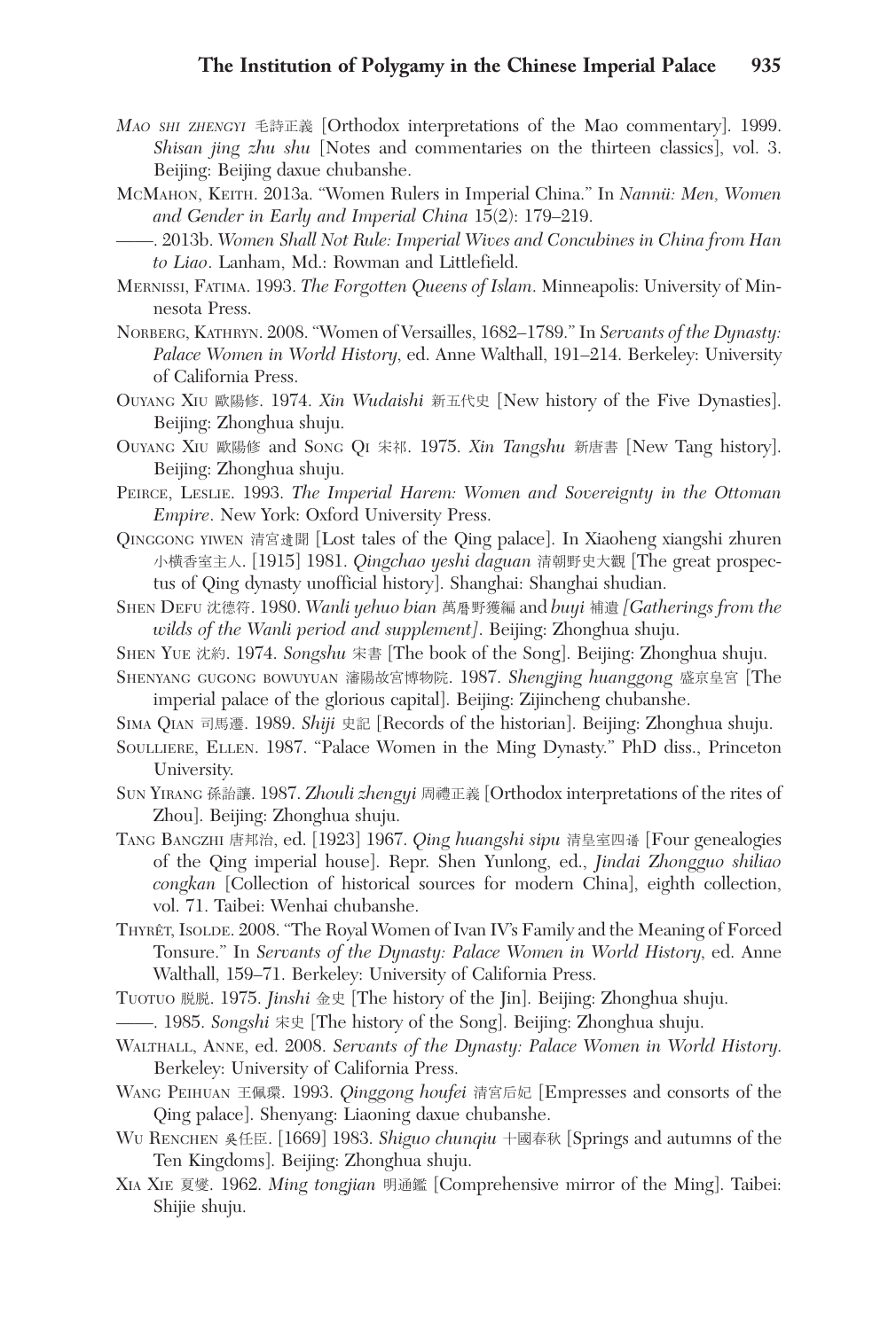Mao shi zhengyi 毛詩正義 [Orthodox interpretations of the Mao commentary]. 1999. *Shisan jing zhu shu* [Notes and commentaries on the thirteen classics], vol. 3. Beijing: Beijing daxue chubanshe.

McMahon, Keith. 2013a. "Women Rulers in Imperial China." In *Nannü: Men, Women and Gender in Early and Imperial China* 15(2): 179–219.

——. 2013b. *Women Shall Not Rule: Imperial Wives and Concubines in China from Han to Liao*. Lanham, Md.: Rowman and Littlefield.

Mernissi, Fatima. 1993. *The Forgotten Queens of Islam*. Minneapolis: University of Minnesota Press.

Norberg, Kathryn. 2008. "Women of Versailles, 1682–1789." In *Servants of the Dynasty: Palace Women in World History*, ed. Anne Walthall, 191–214. Berkeley: University of California Press.

Ouyang Xiu 歐陽修. 1974. *Xin Wudaishi* 新五代史 [New history of the Five Dynasties]. Beijing: Zhonghua shuju.

Ouyang Xiu 歐陽修 and Song Qi 宋祁. 1975. *Xin Tangshu* 新唐書 [New Tang history]. Beijing: Zhonghua shuju.

Peirce, Leslie. 1993. *The Imperial Harem: Women and Sovereignty in the Ottoman Empire*. New York: Oxford University Press.

Qinggong yiwen 清宮遺聞 [Lost tales of the Qing palace]. In Xiaoheng xiangshi zhuren 小橫香室主人. [1915] 1981. *Qingchao yeshi daguan* 清朝野史大觀 [The great prospectus of Qing dynasty unofficial history]. Shanghai: Shanghai shudian.

Shen Defu 沈德符. 1980. *Wanli yehuo bian* 萬曆野獲編 and *buyi* 補遺 *[Gatherings from the wilds of the Wanli period and supplement]*. Beijing: Zhonghua shuju.

Shen Yue 沈約. 1974. *Songshu* 宋書 [The book of the Song]. Beijing: Zhonghua shuju.

Shenyang gugong bowuyuan 瀋陽故宮博物院. 1987. *Shengjing huanggong* 盛京皇宮 [The imperial palace of the glorious capital]. Beijing: Zijincheng chubanshe.

Sima Qian 司馬遷. 1989. *Shiji* 史記 [Records of the historian]. Beijing: Zhonghua shuju.

Soulliere, Ellen. 1987. "Palace Women in the Ming Dynasty." PhD diss., Princeton University.

Sun Yirang 孫詒讓. 1987. *Zhouli zhengyi* 周禮正義 [Orthodox interpretations of the rites of Zhou]. Beijing: Zhonghua shuju.

Tang Bangzhi 唐邦治, ed. [1923] 1967. *Qing huangshi sipu* 清皇室四譜 [Four genealogies of the Qing imperial house]. Repr. Shen Yunlong, ed., *Jindai Zhongguo shiliao congkan* [Collection of historical sources for modern China], eighth collection, vol. 71. Taibei: Wenhai chubanshe.

Thyrêt, Isolde. 2008. "The Royal Women of Ivan IV's Family and the Meaning of Forced Tonsure." In *Servants of the Dynasty: Palace Women in World History*, ed. Anne Walthall, 159–71. Berkeley: University of California Press.

Tuotuo 脱脱. 1975. *Jinshi* 金史 [The history of the Jin]. Beijing: Zhonghua shuju.

——. 1985. *Songshi* 宋史 [The history of the Song]. Beijing: Zhonghua shuju.

Walthall, Anne, ed. 2008. *Servants of the Dynasty: Palace Women in World History*. Berkeley: University of California Press.

Wang Peihuan 王佩環. 1993. *Qinggong houfei* 清宮后妃 [Empresses and consorts of the Qing palace]. Shenyang: Liaoning daxue chubanshe.

Wu Renchen 吳任臣. [1669] 1983. *Shiguo chunqiu* 十國春秋 [Springs and autumns of the Ten Kingdoms]. Beijing: Zhonghua shuju.

Xia Xie 夏燮. 1962. *Ming tongjian* 明通鑑 [Comprehensive mirror of the Ming]. Taibei: Shijie shuju.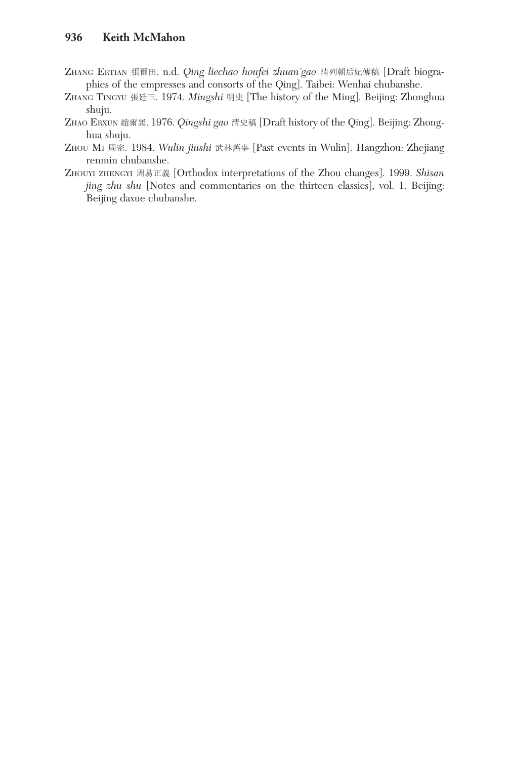Zhang Ertian 張爾田. n.d. *Qing liechao houfei zhuan'gao* 清列朝后妃傳稿 [Draft biographies of the empresses and consorts of the Qing]. Taibei: Wenhai chubanshe.

Zhang Tingyu 張廷玉. 1974. *Mingshi* 明史 [The history of the Ming]. Beijing: Zhonghua shuju.

Zhao Erxun 趙爾巽. 1976. *Qingshi gao* 清史稿 [Draft history of the Qing]. Beijing: Zhonghua shuju.

Zhou Mi 周密. 1984. *Wulin jiushi* 武林舊事 [Past events in Wulin]. Hangzhou: Zhejiang renmin chubanshe.

Zhouyi zhengyi 周易正義 [Orthodox interpretations of the Zhou changes]. 1999. *Shisan jing zhu shu* [Notes and commentaries on the thirteen classics], vol. 1. Beijing: Beijing daxue chubanshe.